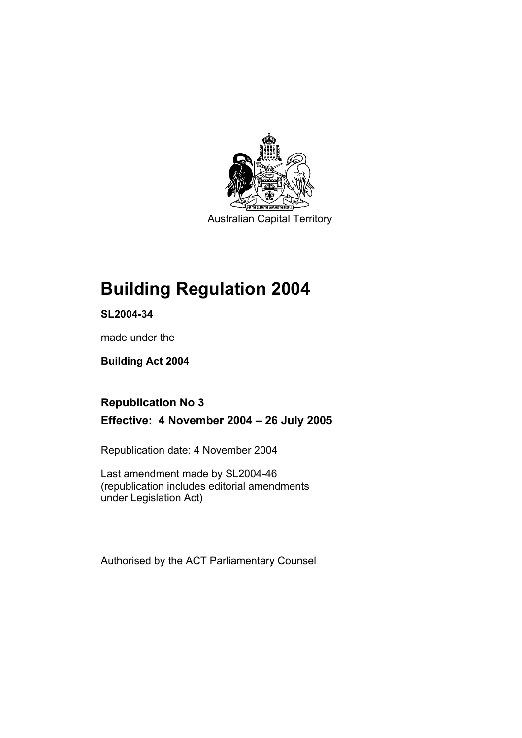Australian Capital Territory

# Building Regulation 2004

**SL2004-34**

made under the

**Building Act 2004**

## Republication No 3

## Effective: 4 November 2004 – 26 July 2005

Republication date: 4 November 2004

Last amendment made by SL2004-46
(republication includes editorial amendments under Legislation Act)

Authorised by the ACT Parliamentary Counsel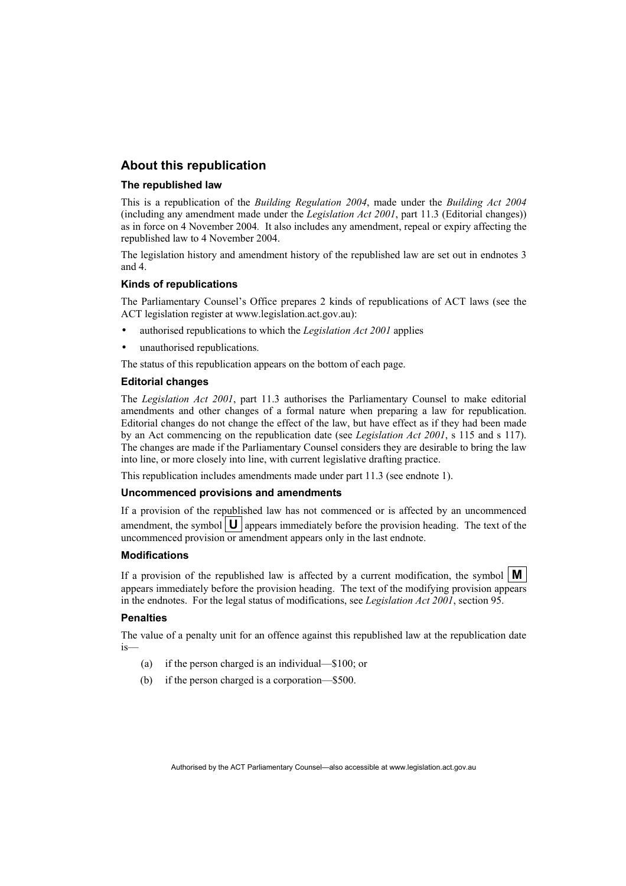## About this republication

### The republished law

This is a republication of the *Building Regulation 2004*, made under the *Building Act 2004* (including any amendment made under the *Legislation Act 2001*, part 11.3 (Editorial changes)) as in force on 4 November 2004. It also includes any amendment, repeal or expiry affecting the republished law to 4 November 2004.

The legislation history and amendment history of the republished law are set out in endnotes 3 and 4.

### Kinds of republications

The Parliamentary Counsel's Office prepares 2 kinds of republications of ACT laws (see the ACT legislation register at www.legislation.act.gov.au):

- authorised republications to which the *Legislation Act 2001* applies
- unauthorised republications.

The status of this republication appears on the bottom of each page.

### Editorial changes

The *Legislation Act 2001*, part 11.3 authorises the Parliamentary Counsel to make editorial amendments and other changes of a formal nature when preparing a law for republication. Editorial changes do not change the effect of the law, but have effect as if they had been made by an Act commencing on the republication date (see *Legislation Act 2001*, s 115 and s 117). The changes are made if the Parliamentary Counsel considers they are desirable to bring the law into line, or more closely into line, with current legislative drafting practice.

This republication includes amendments made under part 11.3 (see endnote 1).

### Uncommenced provisions and amendments

If a provision of the republished law has not commenced or is affected by an uncommenced amendment, the symbol **U** appears immediately before the provision heading. The text of the uncommenced provision or amendment appears only in the last endnote.

### Modifications

If a provision of the republished law is affected by a current modification, the symbol **M** appears immediately before the provision heading. The text of the modifying provision appears in the endnotes. For the legal status of modifications, see *Legislation Act 2001*, section 95.

### Penalties

The value of a penalty unit for an offence against this republished law at the republication date is—

(a) if the person charged is an individual—$100; or

(b) if the person charged is a corporation—$500.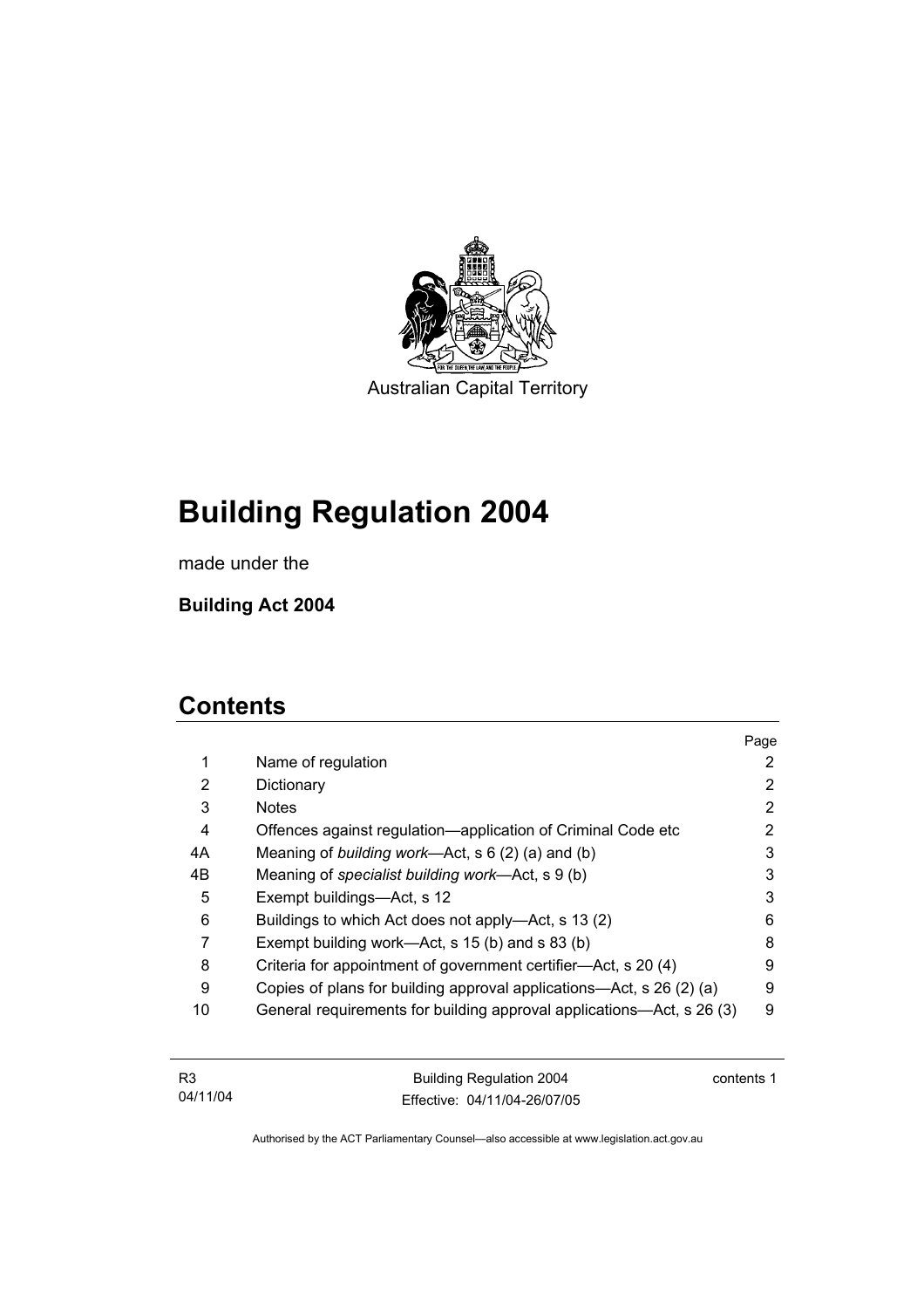Australian Capital Territory

# Building Regulation 2004

made under the

**Building Act 2004**

## Contents

| | | Page |
|---|---|---|
| 1 | Name of regulation | 2 |
| 2 | Dictionary | 2 |
| 3 | Notes | 2 |
| 4 | Offences against regulation—application of Criminal Code etc | 2 |
| 4A | Meaning of *building work*—Act, s 6 (2) (a) and (b) | 3 |
| 4B | Meaning of *specialist building work*—Act, s 9 (b) | 3 |
| 5 | Exempt buildings—Act, s 12 | 3 |
| 6 | Buildings to which Act does not apply—Act, s 13 (2) | 6 |
| 7 | Exempt building work—Act, s 15 (b) and s 83 (b) | 8 |
| 8 | Criteria for appointment of government certifier—Act, s 20 (4) | 9 |
| 9 | Copies of plans for building approval applications—Act, s 26 (2) (a) | 9 |
| 10 | General requirements for building approval applications—Act, s 26 (3) | 9 |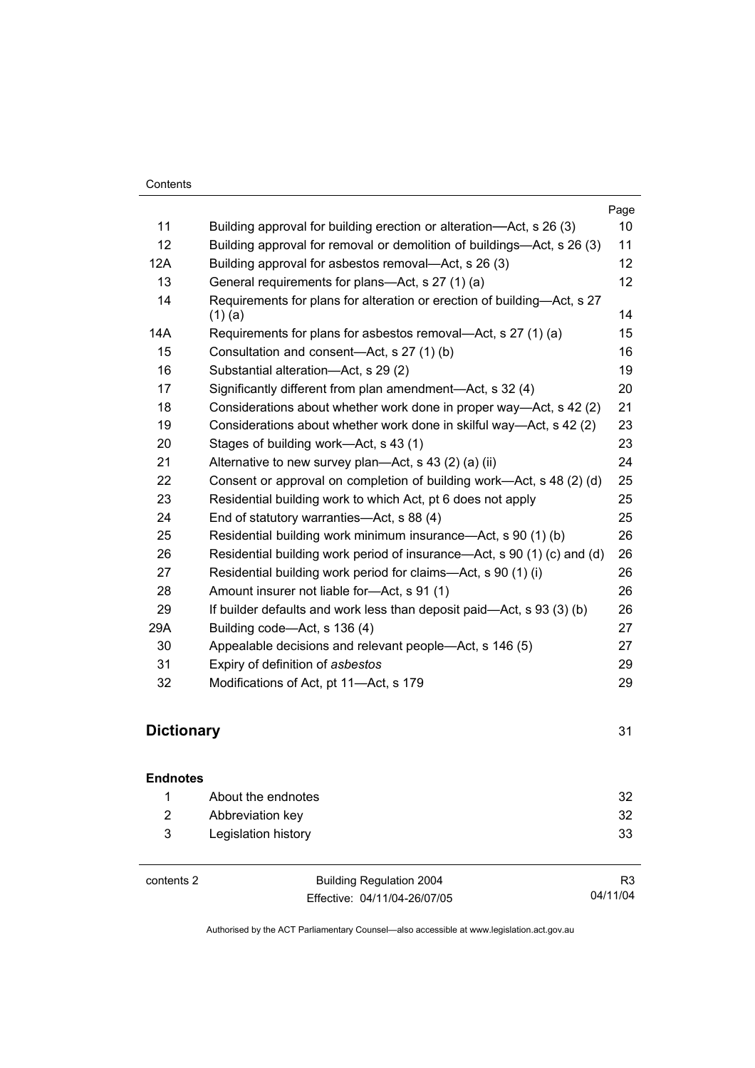| | | Page |
|---|---|---|
| 11 | Building approval for building erection or alteration—Act, s 26 (3) | 10 |
| 12 | Building approval for removal or demolition of buildings—Act, s 26 (3) | 11 |
| 12A | Building approval for asbestos removal—Act, s 26 (3) | 12 |
| 13 | General requirements for plans—Act, s 27 (1) (a) | 12 |
| 14 | Requirements for plans for alteration or erection of building—Act, s 27 (1) (a) | 14 |
| 14A | Requirements for plans for asbestos removal—Act, s 27 (1) (a) | 15 |
| 15 | Consultation and consent—Act, s 27 (1) (b) | 16 |
| 16 | Substantial alteration—Act, s 29 (2) | 19 |
| 17 | Significantly different from plan amendment—Act, s 32 (4) | 20 |
| 18 | Considerations about whether work done in proper way—Act, s 42 (2) | 21 |
| 19 | Considerations about whether work done in skilful way—Act, s 42 (2) | 23 |
| 20 | Stages of building work—Act, s 43 (1) | 23 |
| 21 | Alternative to new survey plan—Act, s 43 (2) (a) (ii) | 24 |
| 22 | Consent or approval on completion of building work—Act, s 48 (2) (d) | 25 |
| 23 | Residential building work to which Act, pt 6 does not apply | 25 |
| 24 | End of statutory warranties—Act, s 88 (4) | 25 |
| 25 | Residential building work minimum insurance—Act, s 90 (1) (b) | 26 |
| 26 | Residential building work period of insurance—Act, s 90 (1) (c) and (d) | 26 |
| 27 | Residential building work period for claims—Act, s 90 (1) (i) | 26 |
| 28 | Amount insurer not liable for—Act, s 91 (1) | 26 |
| 29 | If builder defaults and work less than deposit paid—Act, s 93 (3) (b) | 26 |
| 29A | Building code—Act, s 136 (4) | 27 |
| 30 | Appealable decisions and relevant people—Act, s 146 (5) | 27 |
| 31 | Expiry of definition of *asbestos* | 29 |
| 32 | Modifications of Act, pt 11—Act, s 179 | 29 |

## Dictionary 31

**Endnotes**

| | | |
|---|---|---|
| 1 | About the endnotes | 32 |
| 2 | Abbreviation key | 32 |
| 3 | Legislation history | 33 |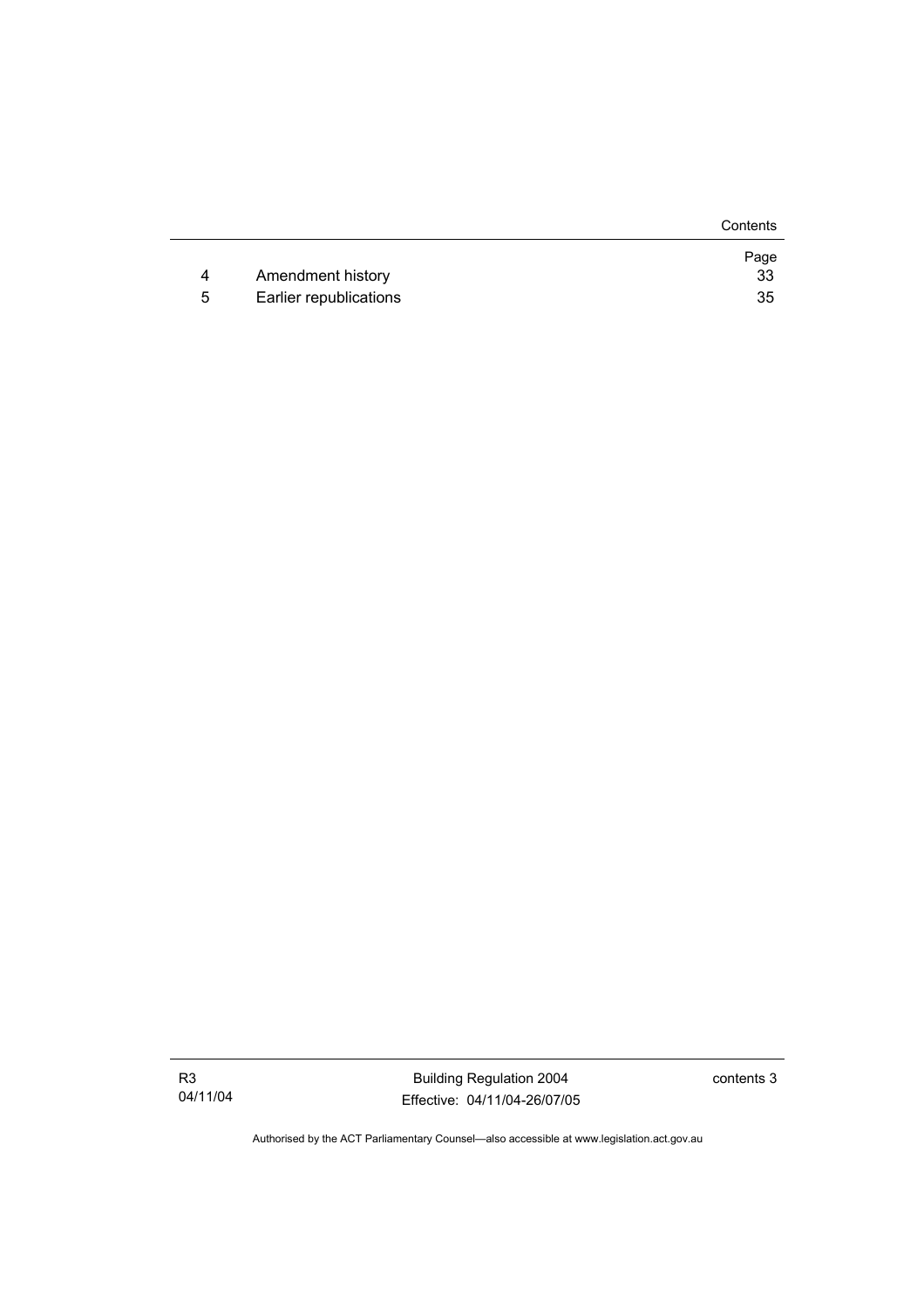| | | Page |
|---|---|---|
| 4 | Amendment history | 33 |
| 5 | Earlier republications | 35 |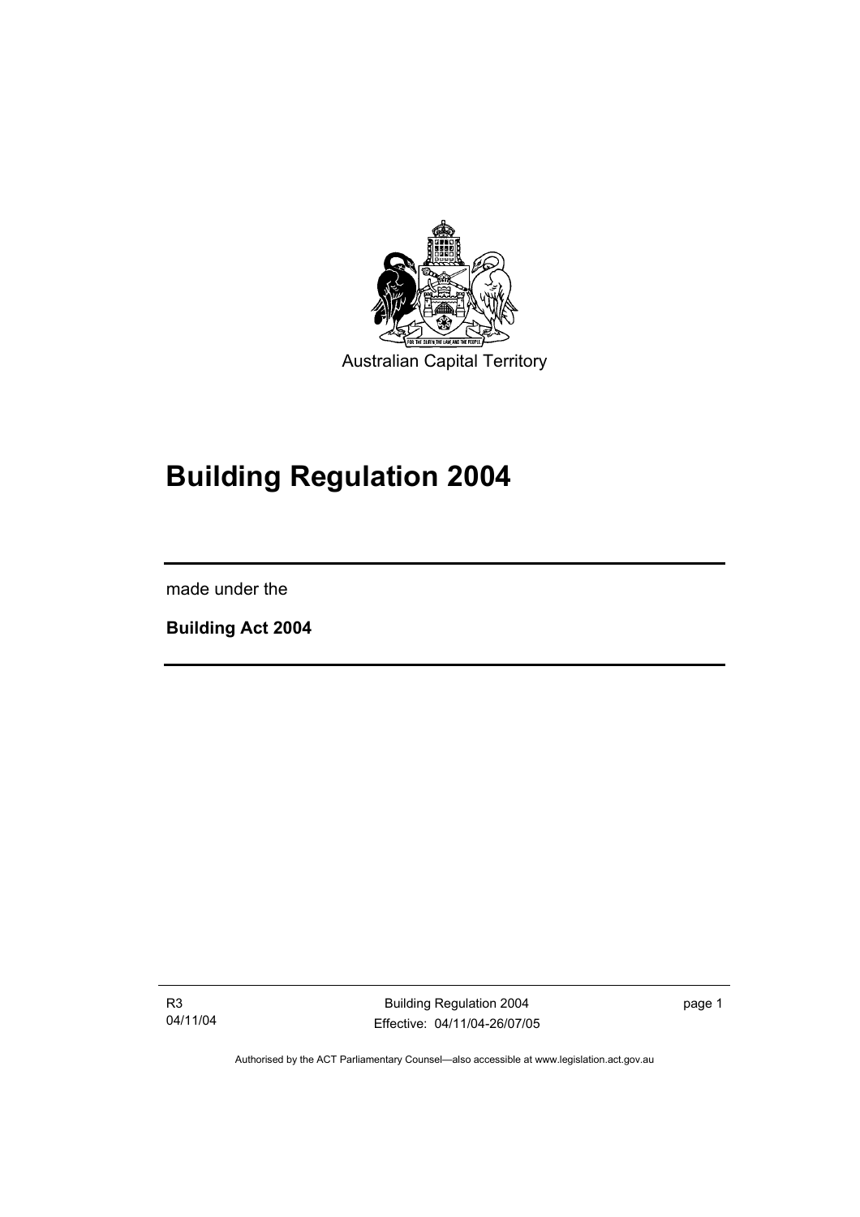Australian Capital Territory

# Building Regulation 2004

made under the

**Building Act 2004**

Authorised by the ACT Parliamentary Counsel—also accessible at www.legislation.act.gov.au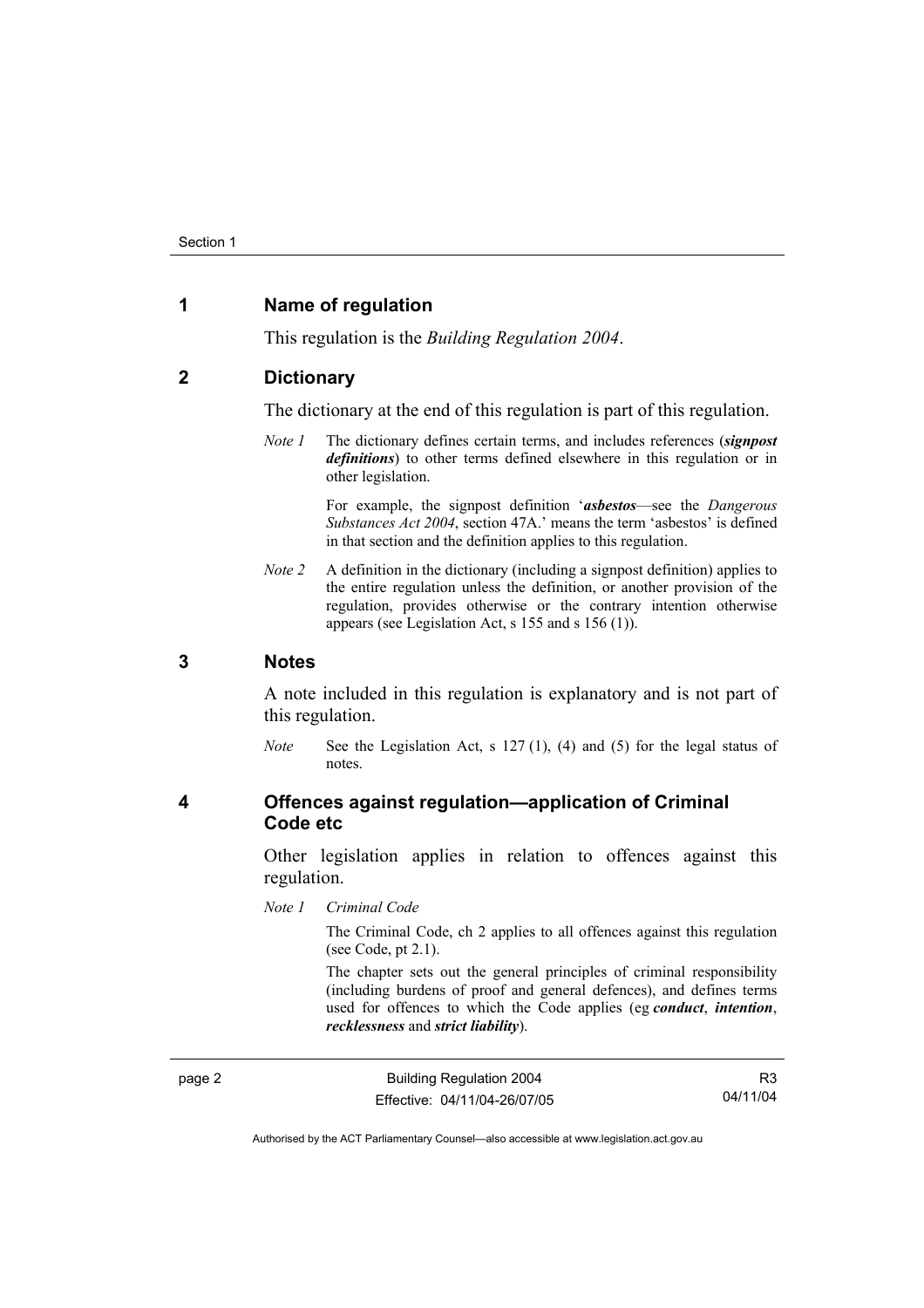## 1 Name of regulation

This regulation is the *Building Regulation 2004*.

## 2 Dictionary

The dictionary at the end of this regulation is part of this regulation.

*Note 1* The dictionary defines certain terms, and includes references (***signpost definitions***) to other terms defined elsewhere in this regulation or in other legislation.

For example, the signpost definition '***asbestos***—see the *Dangerous Substances Act 2004*, section 47A.' means the term 'asbestos' is defined in that section and the definition applies to this regulation.

*Note 2* A definition in the dictionary (including a signpost definition) applies to the entire regulation unless the definition, or another provision of the regulation, provides otherwise or the contrary intention otherwise appears (see Legislation Act, s 155 and s 156 (1)).

## 3 Notes

A note included in this regulation is explanatory and is not part of this regulation.

*Note* See the Legislation Act, s 127 (1), (4) and (5) for the legal status of notes.

## 4 Offences against regulation—application of Criminal Code etc

Other legislation applies in relation to offences against this regulation.

*Note 1* *Criminal Code*

The Criminal Code, ch 2 applies to all offences against this regulation (see Code, pt 2.1).

The chapter sets out the general principles of criminal responsibility (including burdens of proof and general defences), and defines terms used for offences to which the Code applies (eg ***conduct***, ***intention***, ***recklessness*** and ***strict liability***).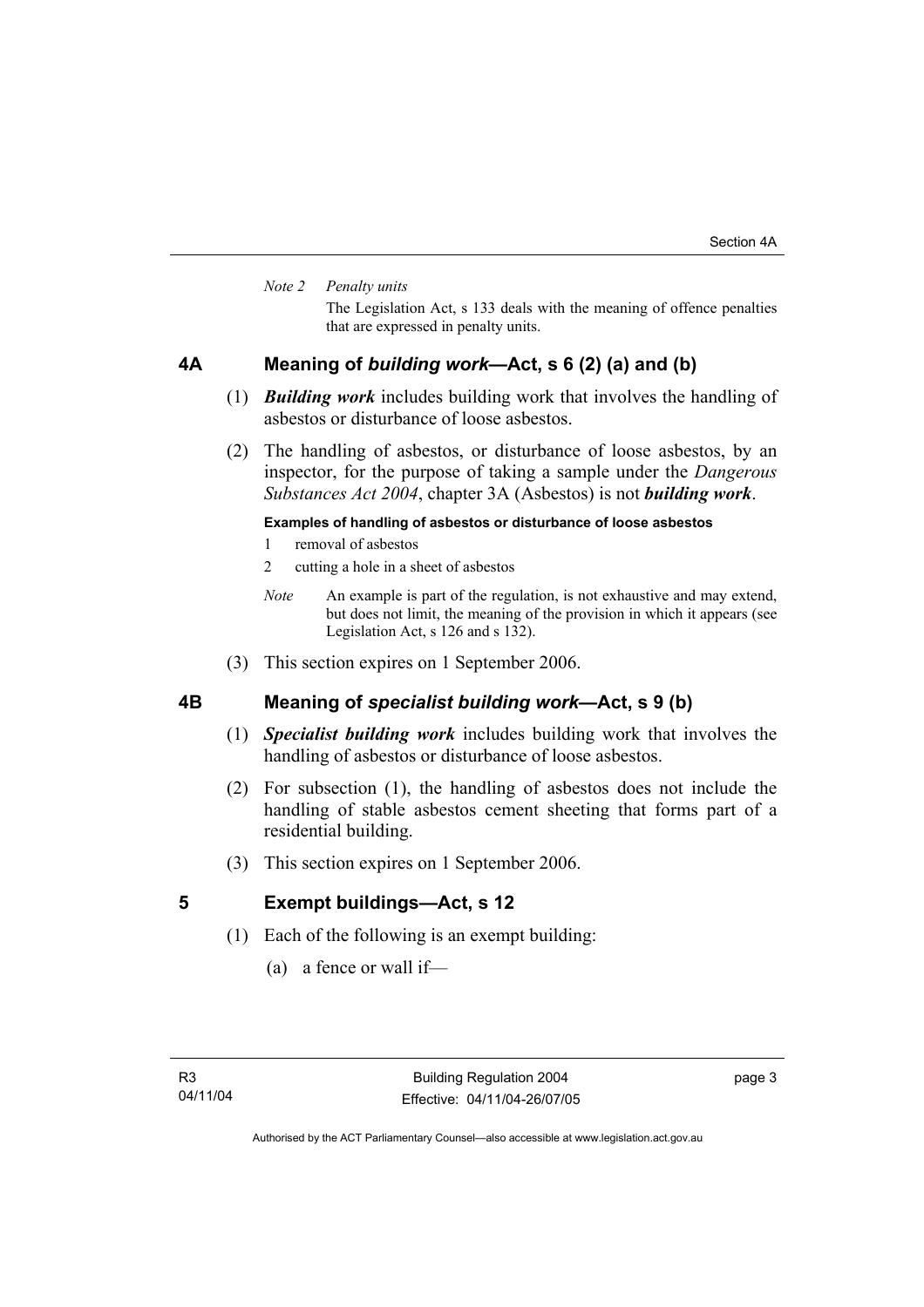*Note 2 Penalty units*

The Legislation Act, s 133 deals with the meaning of offence penalties that are expressed in penalty units.

## 4A Meaning of *building work*—Act, s 6 (2) (a) and (b)

(1) ***Building work*** includes building work that involves the handling of asbestos or disturbance of loose asbestos.

(2) The handling of asbestos, or disturbance of loose asbestos, by an inspector, for the purpose of taking a sample under the *Dangerous Substances Act 2004*, chapter 3A (Asbestos) is not ***building work***.

**Examples of handling of asbestos or disturbance of loose asbestos**

1 removal of asbestos

2 cutting a hole in a sheet of asbestos

*Note* An example is part of the regulation, is not exhaustive and may extend, but does not limit, the meaning of the provision in which it appears (see Legislation Act, s 126 and s 132).

(3) This section expires on 1 September 2006.

## 4B Meaning of *specialist building work*—Act, s 9 (b)

(1) ***Specialist building work*** includes building work that involves the handling of asbestos or disturbance of loose asbestos.

(2) For subsection (1), the handling of asbestos does not include the handling of stable asbestos cement sheeting that forms part of a residential building.

(3) This section expires on 1 September 2006.

## 5 Exempt buildings—Act, s 12

(1) Each of the following is an exempt building:

(a) a fence or wall if—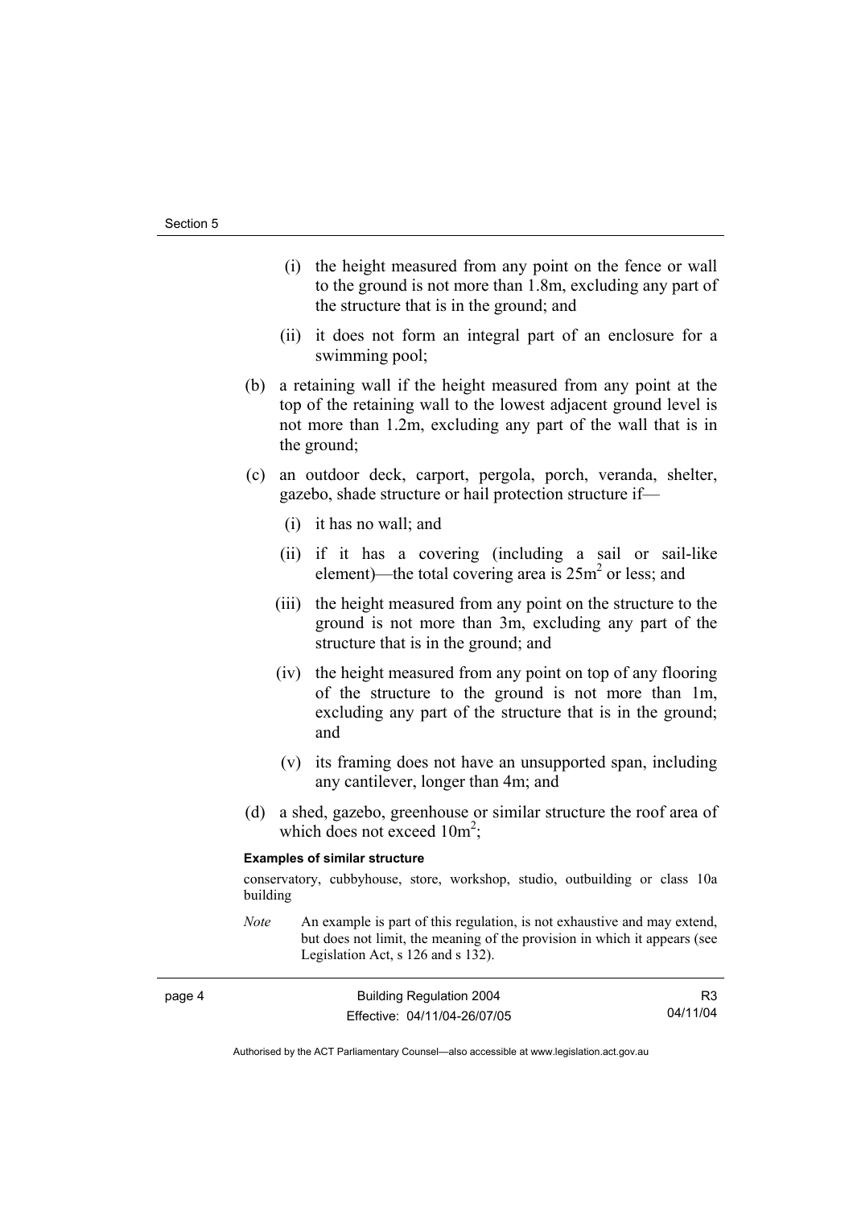(i) the height measured from any point on the fence or wall to the ground is not more than 1.8m, excluding any part of the structure that is in the ground; and

(ii) it does not form an integral part of an enclosure for a swimming pool;

(b) a retaining wall if the height measured from any point at the top of the retaining wall to the lowest adjacent ground level is not more than 1.2m, excluding any part of the wall that is in the ground;

(c) an outdoor deck, carport, pergola, porch, veranda, shelter, gazebo, shade structure or hail protection structure if—

(i) it has no wall; and

(ii) if it has a covering (including a sail or sail-like element)—the total covering area is $25m^2$ or less; and

(iii) the height measured from any point on the structure to the ground is not more than 3m, excluding any part of the structure that is in the ground; and

(iv) the height measured from any point on top of any flooring of the structure to the ground is not more than 1m, excluding any part of the structure that is in the ground; and

(v) its framing does not have an unsupported span, including any cantilever, longer than 4m; and

(d) a shed, gazebo, greenhouse or similar structure the roof area of which does not exceed $10m^2$;

**Examples of similar structure**

conservatory, cubbyhouse, store, workshop, studio, outbuilding or class 10a building

*Note* An example is part of this regulation, is not exhaustive and may extend, but does not limit, the meaning of the provision in which it appears (see Legislation Act, s 126 and s 132).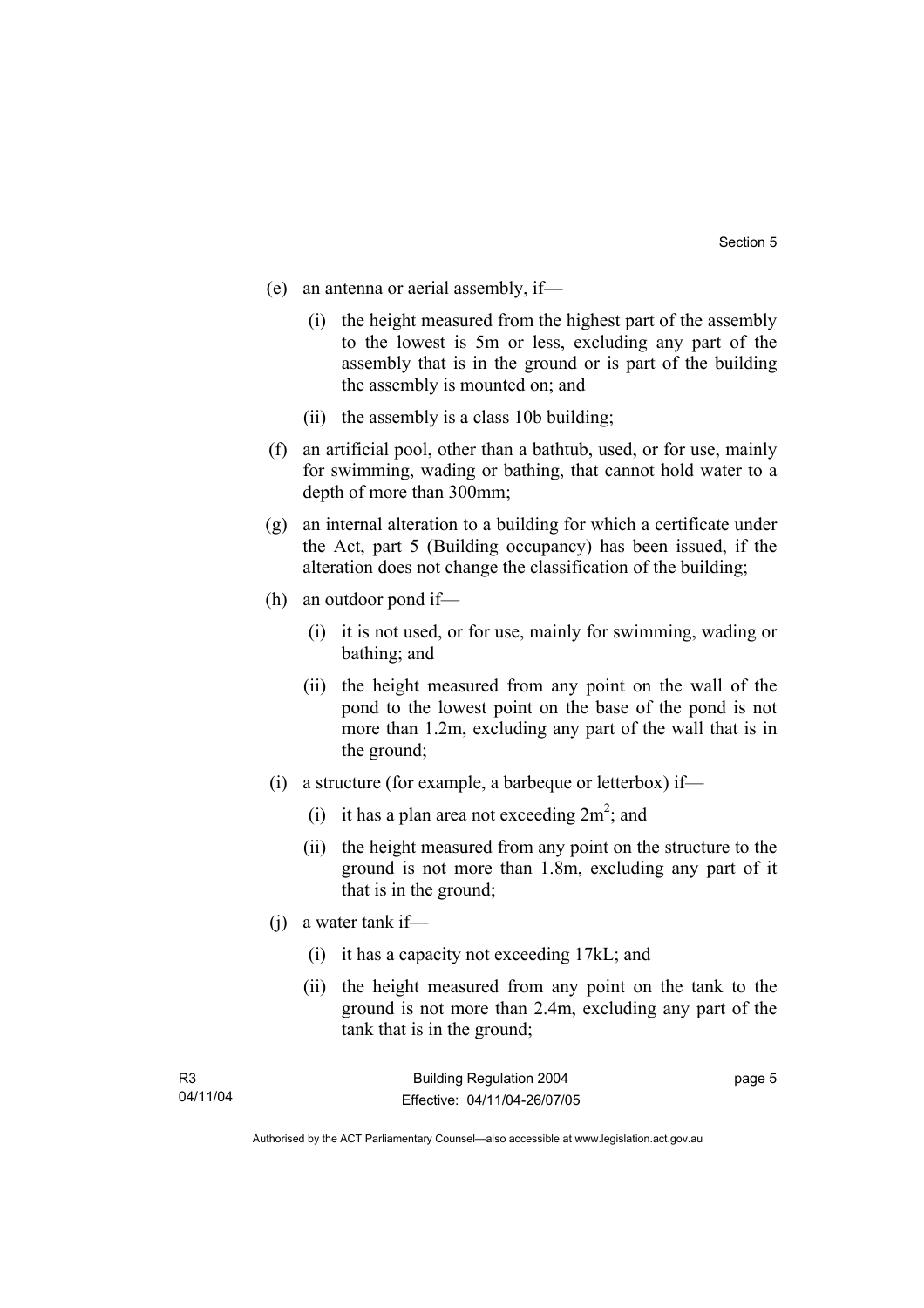(e) an antenna or aerial assembly, if—

   (i) the height measured from the highest part of the assembly to the lowest is 5m or less, excluding any part of the assembly that is in the ground or is part of the building the assembly is mounted on; and

   (ii) the assembly is a class 10b building;

(f) an artificial pool, other than a bathtub, used, or for use, mainly for swimming, wading or bathing, that cannot hold water to a depth of more than 300mm;

(g) an internal alteration to a building for which a certificate under the Act, part 5 (Building occupancy) has been issued, if the alteration does not change the classification of the building;

(h) an outdoor pond if—

   (i) it is not used, or for use, mainly for swimming, wading or bathing; and

   (ii) the height measured from any point on the wall of the pond to the lowest point on the base of the pond is not more than 1.2m, excluding any part of the wall that is in the ground;

(i) a structure (for example, a barbeque or letterbox) if—

   (i) it has a plan area not exceeding $2m^2$; and

   (ii) the height measured from any point on the structure to the ground is not more than 1.8m, excluding any part of it that is in the ground;

(j) a water tank if—

   (i) it has a capacity not exceeding 17kL; and

   (ii) the height measured from any point on the tank to the ground is not more than 2.4m, excluding any part of the tank that is in the ground;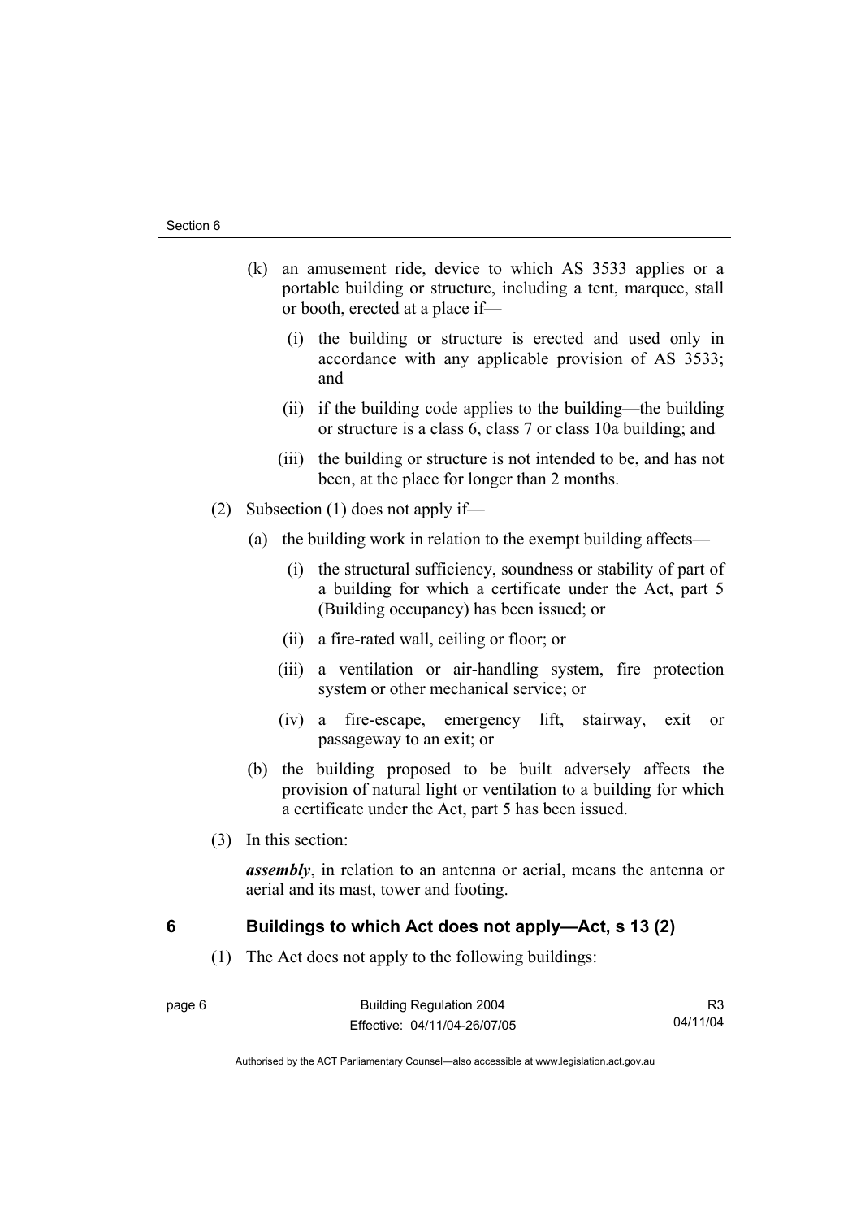(k) an amusement ride, device to which AS 3533 applies or a portable building or structure, including a tent, marquee, stall or booth, erected at a place if—

   (i) the building or structure is erected and used only in accordance with any applicable provision of AS 3533; and

   (ii) if the building code applies to the building—the building or structure is a class 6, class 7 or class 10a building; and

   (iii) the building or structure is not intended to be, and has not been, at the place for longer than 2 months.

(2) Subsection (1) does not apply if—

   (a) the building work in relation to the exempt building affects—

      (i) the structural sufficiency, soundness or stability of part of a building for which a certificate under the Act, part 5 (Building occupancy) has been issued; or

      (ii) a fire-rated wall, ceiling or floor; or

      (iii) a ventilation or air-handling system, fire protection system or other mechanical service; or

      (iv) a fire-escape, emergency lift, stairway, exit or passageway to an exit; or

   (b) the building proposed to be built adversely affects the provision of natural light or ventilation to a building for which a certificate under the Act, part 5 has been issued.

(3) In this section:

***assembly***, in relation to an antenna or aerial, means the antenna or aerial and its mast, tower and footing.

## 6 Buildings to which Act does not apply—Act, s 13 (2)

(1) The Act does not apply to the following buildings: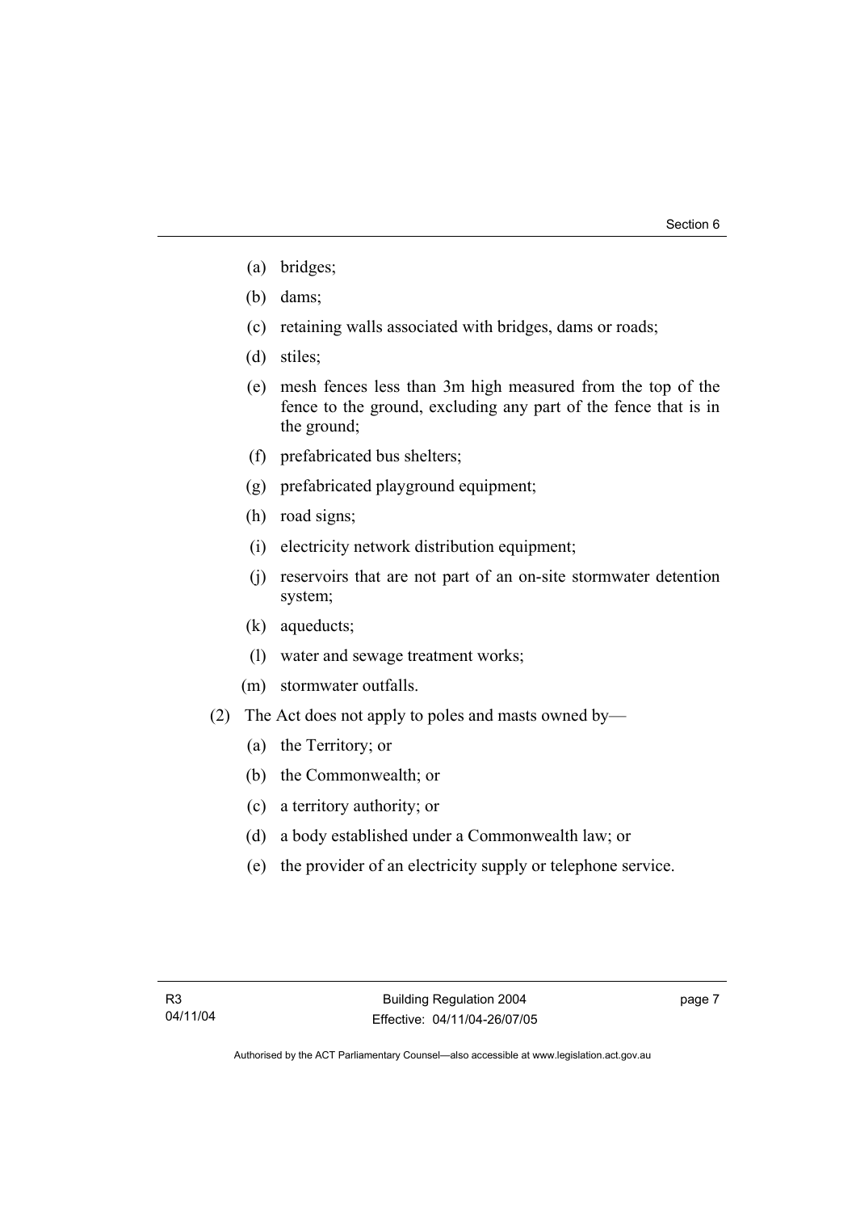(a) bridges;

(b) dams;

(c) retaining walls associated with bridges, dams or roads;

(d) stiles;

(e) mesh fences less than 3m high measured from the top of the fence to the ground, excluding any part of the fence that is in the ground;

(f) prefabricated bus shelters;

(g) prefabricated playground equipment;

(h) road signs;

(i) electricity network distribution equipment;

(j) reservoirs that are not part of an on-site stormwater detention system;

(k) aqueducts;

(l) water and sewage treatment works;

(m) stormwater outfalls.

(2) The Act does not apply to poles and masts owned by—

(a) the Territory; or

(b) the Commonwealth; or

(c) a territory authority; or

(d) a body established under a Commonwealth law; or

(e) the provider of an electricity supply or telephone service.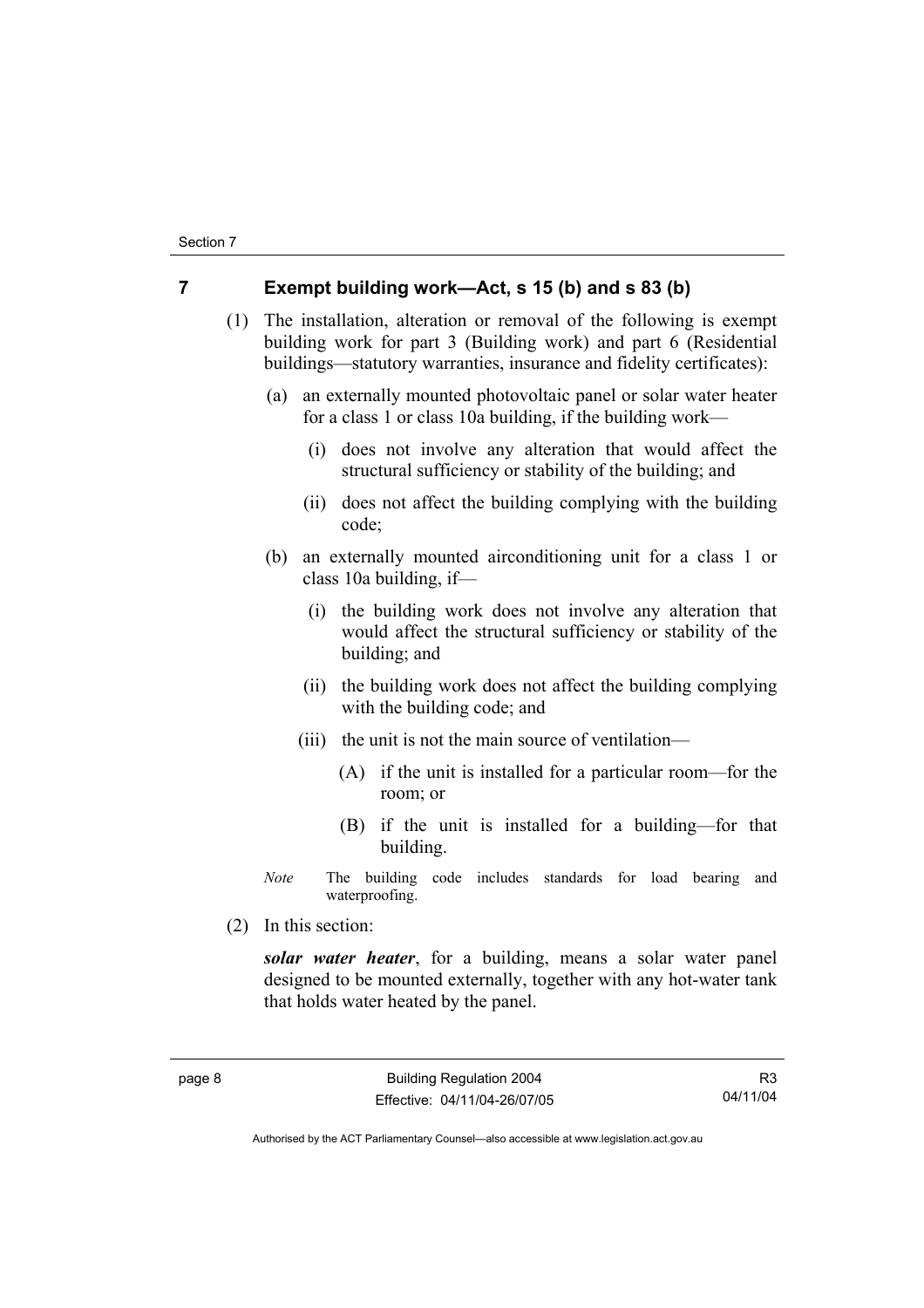## 7 Exempt building work—Act, s 15 (b) and s 83 (b)

(1) The installation, alteration or removal of the following is exempt building work for part 3 (Building work) and part 6 (Residential buildings—statutory warranties, insurance and fidelity certificates):

(a) an externally mounted photovoltaic panel or solar water heater for a class 1 or class 10a building, if the building work—

(i) does not involve any alteration that would affect the structural sufficiency or stability of the building; and

(ii) does not affect the building complying with the building code;

(b) an externally mounted airconditioning unit for a class 1 or class 10a building, if—

(i) the building work does not involve any alteration that would affect the structural sufficiency or stability of the building; and

(ii) the building work does not affect the building complying with the building code; and

(iii) the unit is not the main source of ventilation—

(A) if the unit is installed for a particular room—for the room; or

(B) if the unit is installed for a building—for that building.

*Note* The building code includes standards for load bearing and waterproofing.

(2) In this section:

***solar water heater***, for a building, means a solar water panel designed to be mounted externally, together with any hot-water tank that holds water heated by the panel.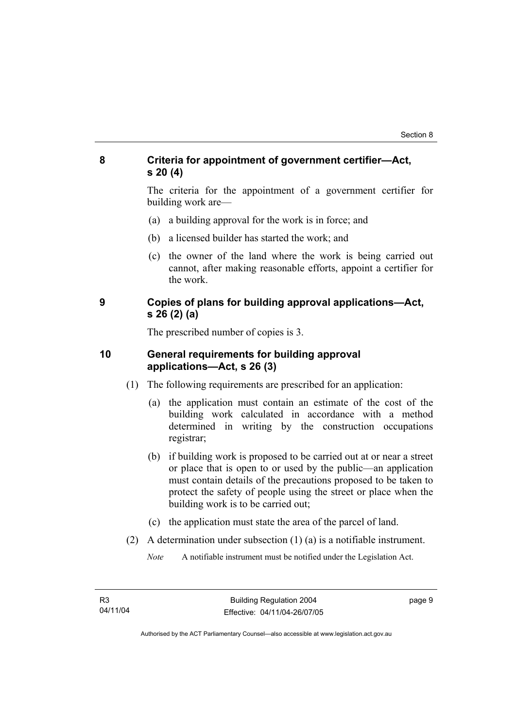## 8 Criteria for appointment of government certifier—Act, s 20 (4)

The criteria for the appointment of a government certifier for building work are—

(a) a building approval for the work is in force; and

(b) a licensed builder has started the work; and

(c) the owner of the land where the work is being carried out cannot, after making reasonable efforts, appoint a certifier for the work.

## 9 Copies of plans for building approval applications—Act, s 26 (2) (a)

The prescribed number of copies is 3.

## 10 General requirements for building approval applications—Act, s 26 (3)

(1) The following requirements are prescribed for an application:

(a) the application must contain an estimate of the cost of the building work calculated in accordance with a method determined in writing by the construction occupations registrar;

(b) if building work is proposed to be carried out at or near a street or place that is open to or used by the public—an application must contain details of the precautions proposed to be taken to protect the safety of people using the street or place when the building work is to be carried out;

(c) the application must state the area of the parcel of land.

(2) A determination under subsection (1) (a) is a notifiable instrument.

*Note* A notifiable instrument must be notified under the Legislation Act.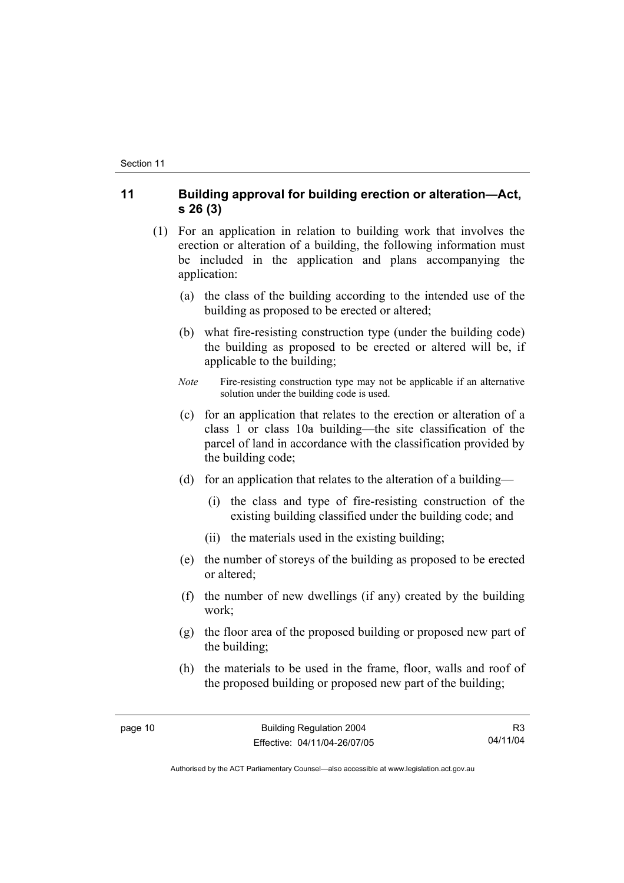## 11 Building approval for building erection or alteration—Act, s 26 (3)

(1) For an application in relation to building work that involves the erection or alteration of a building, the following information must be included in the application and plans accompanying the application:

(a) the class of the building according to the intended use of the building as proposed to be erected or altered;

(b) what fire-resisting construction type (under the building code) the building as proposed to be erected or altered will be, if applicable to the building;

*Note* Fire-resisting construction type may not be applicable if an alternative solution under the building code is used.

(c) for an application that relates to the erection or alteration of a class 1 or class 10a building—the site classification of the parcel of land in accordance with the classification provided by the building code;

(d) for an application that relates to the alteration of a building—

(i) the class and type of fire-resisting construction of the existing building classified under the building code; and

(ii) the materials used in the existing building;

(e) the number of storeys of the building as proposed to be erected or altered;

(f) the number of new dwellings (if any) created by the building work;

(g) the floor area of the proposed building or proposed new part of the building;

(h) the materials to be used in the frame, floor, walls and roof of the proposed building or proposed new part of the building;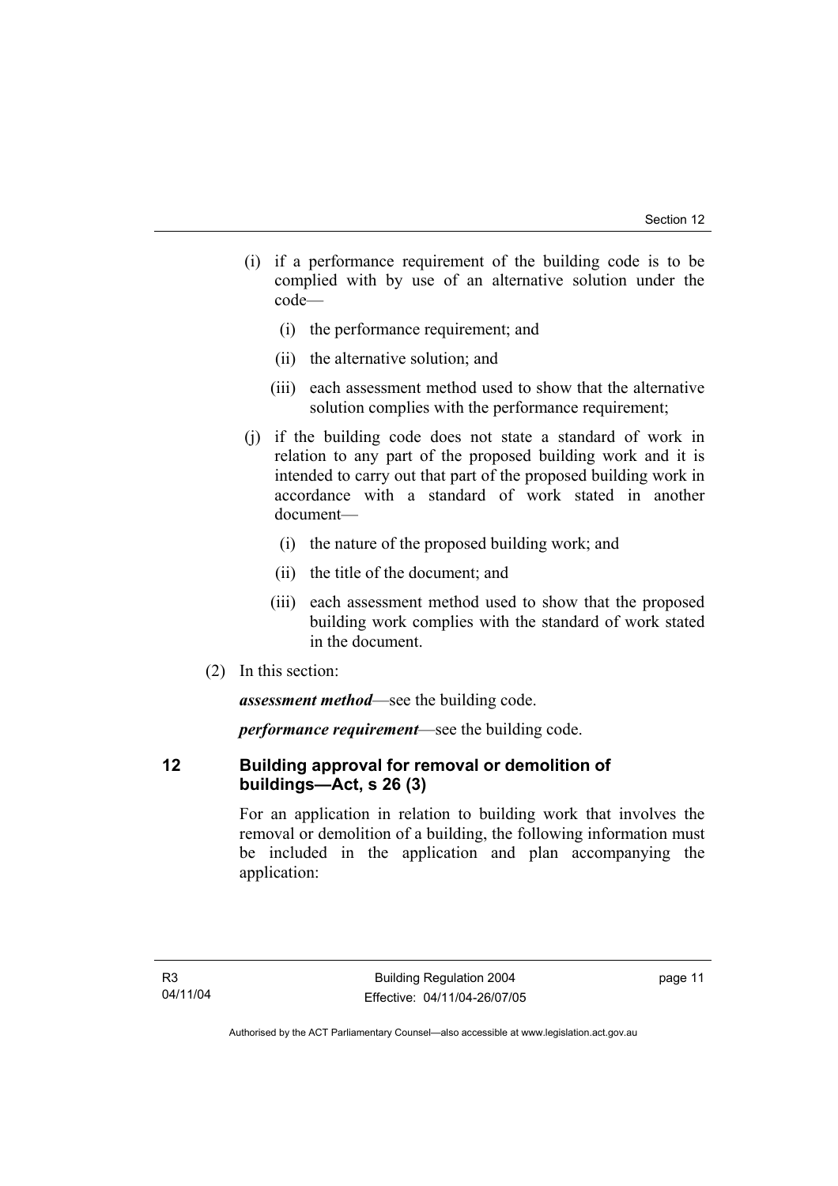(i) if a performance requirement of the building code is to be complied with by use of an alternative solution under the code—

  (i) the performance requirement; and

  (ii) the alternative solution; and

  (iii) each assessment method used to show that the alternative solution complies with the performance requirement;

(j) if the building code does not state a standard of work in relation to any part of the proposed building work and it is intended to carry out that part of the proposed building work in accordance with a standard of work stated in another document—

  (i) the nature of the proposed building work; and

  (ii) the title of the document; and

  (iii) each assessment method used to show that the proposed building work complies with the standard of work stated in the document.

(2) In this section:

***assessment method***—see the building code.

***performance requirement***—see the building code.

## 12 Building approval for removal or demolition of buildings—Act, s 26 (3)

For an application in relation to building work that involves the removal or demolition of a building, the following information must be included in the application and plan accompanying the application: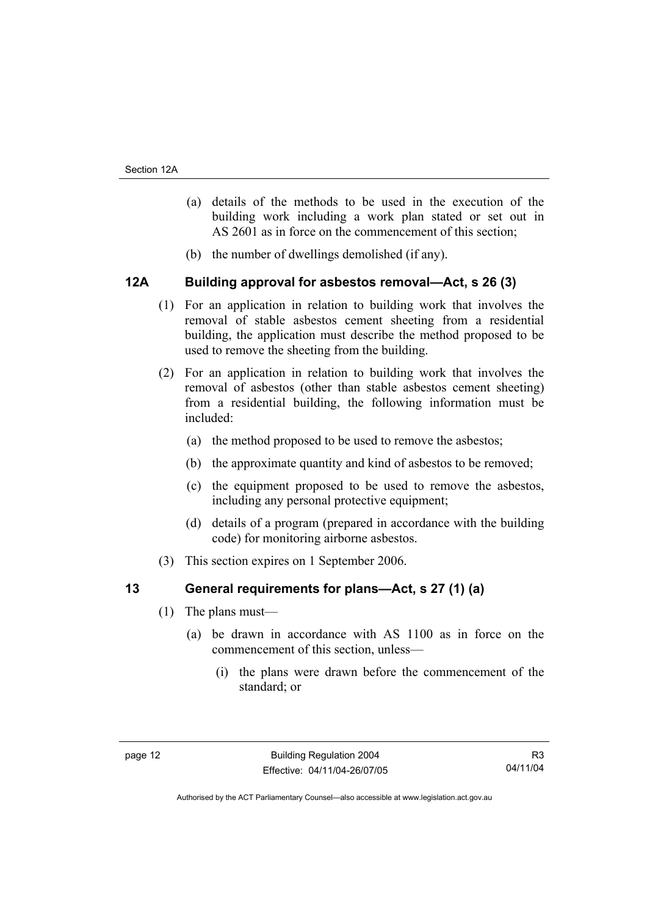(a) details of the methods to be used in the execution of the building work including a work plan stated or set out in AS 2601 as in force on the commencement of this section;

(b) the number of dwellings demolished (if any).

## 12A Building approval for asbestos removal—Act, s 26 (3)

(1) For an application in relation to building work that involves the removal of stable asbestos cement sheeting from a residential building, the application must describe the method proposed to be used to remove the sheeting from the building.

(2) For an application in relation to building work that involves the removal of asbestos (other than stable asbestos cement sheeting) from a residential building, the following information must be included:

(a) the method proposed to be used to remove the asbestos;

(b) the approximate quantity and kind of asbestos to be removed;

(c) the equipment proposed to be used to remove the asbestos, including any personal protective equipment;

(d) details of a program (prepared in accordance with the building code) for monitoring airborne asbestos.

(3) This section expires on 1 September 2006.

## 13 General requirements for plans—Act, s 27 (1) (a)

(1) The plans must—

(a) be drawn in accordance with AS 1100 as in force on the commencement of this section, unless—

(i) the plans were drawn before the commencement of the standard; or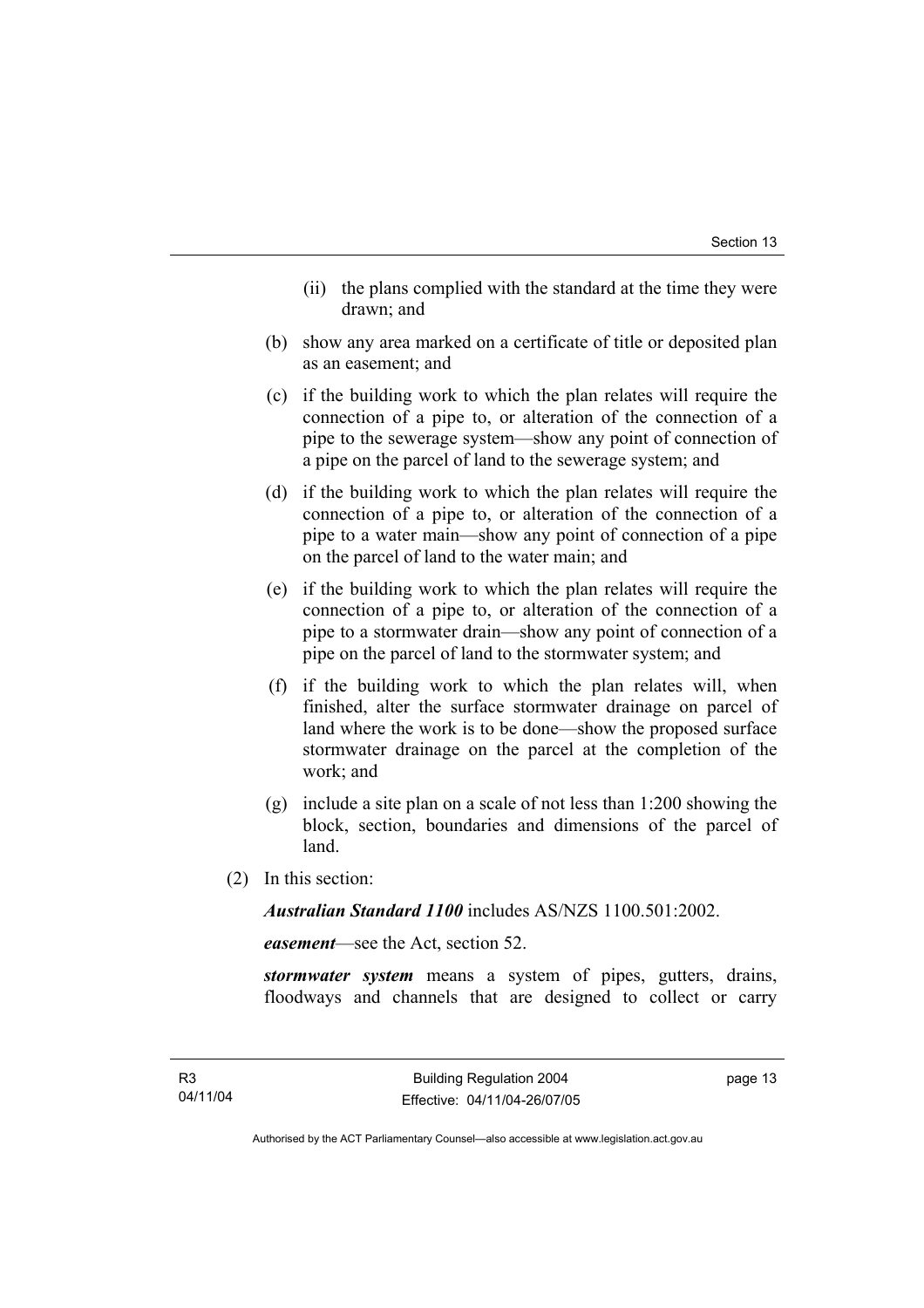(ii) the plans complied with the standard at the time they were drawn; and

(b) show any area marked on a certificate of title or deposited plan as an easement; and

(c) if the building work to which the plan relates will require the connection of a pipe to, or alteration of the connection of a pipe to the sewerage system—show any point of connection of a pipe on the parcel of land to the sewerage system; and

(d) if the building work to which the plan relates will require the connection of a pipe to, or alteration of the connection of a pipe to a water main—show any point of connection of a pipe on the parcel of land to the water main; and

(e) if the building work to which the plan relates will require the connection of a pipe to, or alteration of the connection of a pipe to a stormwater drain—show any point of connection of a pipe on the parcel of land to the stormwater system; and

(f) if the building work to which the plan relates will, when finished, alter the surface stormwater drainage on parcel of land where the work is to be done—show the proposed surface stormwater drainage on the parcel at the completion of the work; and

(g) include a site plan on a scale of not less than 1:200 showing the block, section, boundaries and dimensions of the parcel of land.

(2) In this section:

***Australian Standard 1100*** includes AS/NZS 1100.501:2002.

***easement***—see the Act, section 52.

***stormwater system*** means a system of pipes, gutters, drains, floodways and channels that are designed to collect or carry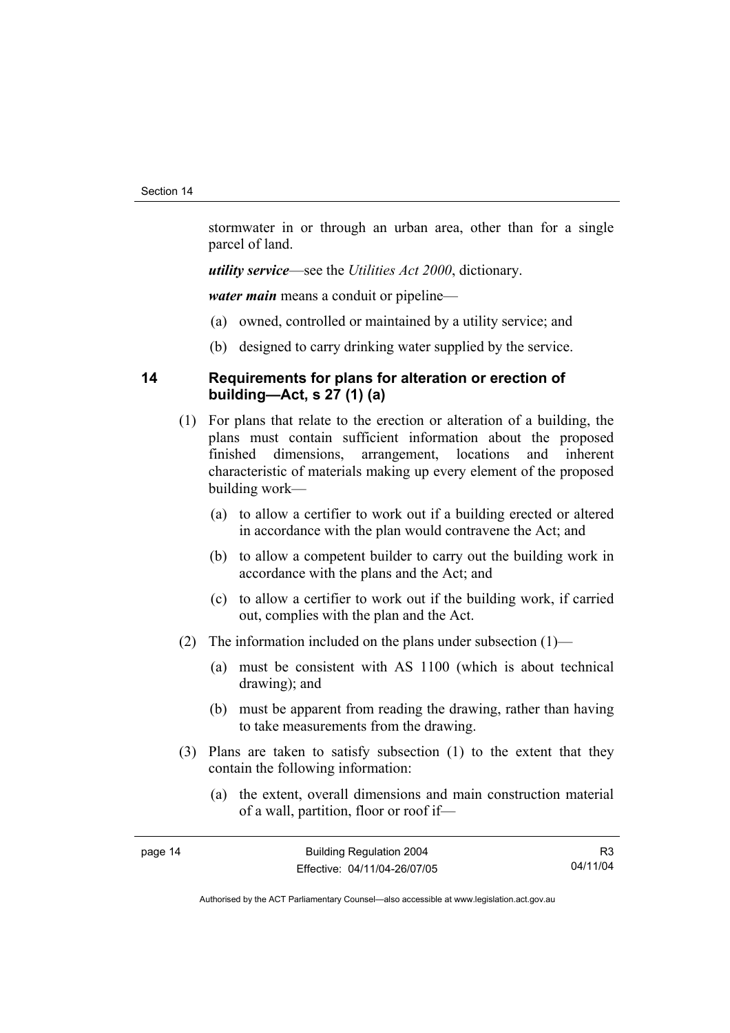stormwater in or through an urban area, other than for a single parcel of land.

***utility service***—see the *Utilities Act 2000*, dictionary.

***water main*** means a conduit or pipeline—

(a) owned, controlled or maintained by a utility service; and

(b) designed to carry drinking water supplied by the service.

## 14 Requirements for plans for alteration or erection of building—Act, s 27 (1) (a)

(1) For plans that relate to the erection or alteration of a building, the plans must contain sufficient information about the proposed finished dimensions, arrangement, locations and inherent characteristic of materials making up every element of the proposed building work—

(a) to allow a certifier to work out if a building erected or altered in accordance with the plan would contravene the Act; and

(b) to allow a competent builder to carry out the building work in accordance with the plans and the Act; and

(c) to allow a certifier to work out if the building work, if carried out, complies with the plan and the Act.

(2) The information included on the plans under subsection (1)—

(a) must be consistent with AS 1100 (which is about technical drawing); and

(b) must be apparent from reading the drawing, rather than having to take measurements from the drawing.

(3) Plans are taken to satisfy subsection (1) to the extent that they contain the following information:

(a) the extent, overall dimensions and main construction material of a wall, partition, floor or roof if—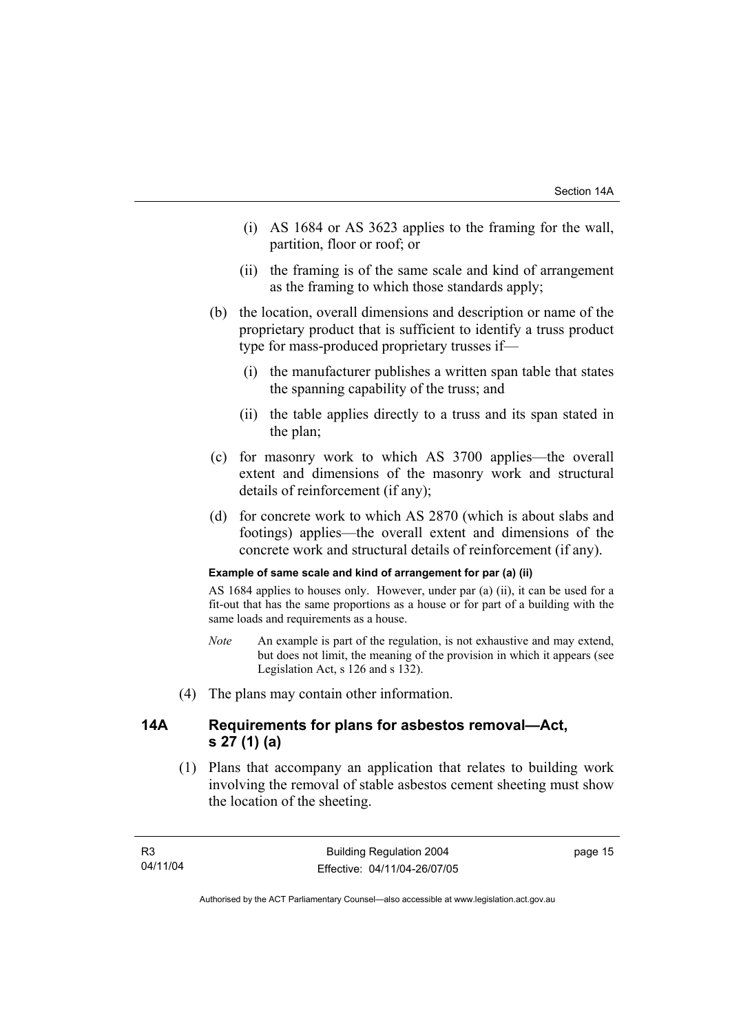(i) AS 1684 or AS 3623 applies to the framing for the wall, partition, floor or roof; or

(ii) the framing is of the same scale and kind of arrangement as the framing to which those standards apply;

(b) the location, overall dimensions and description or name of the proprietary product that is sufficient to identify a truss product type for mass-produced proprietary trusses if—

(i) the manufacturer publishes a written span table that states the spanning capability of the truss; and

(ii) the table applies directly to a truss and its span stated in the plan;

(c) for masonry work to which AS 3700 applies—the overall extent and dimensions of the masonry work and structural details of reinforcement (if any);

(d) for concrete work to which AS 2870 (which is about slabs and footings) applies—the overall extent and dimensions of the concrete work and structural details of reinforcement (if any).

**Example of same scale and kind of arrangement for par (a) (ii)**

AS 1684 applies to houses only. However, under par (a) (ii), it can be used for a fit-out that has the same proportions as a house or for part of a building with the same loads and requirements as a house.

*Note* An example is part of the regulation, is not exhaustive and may extend, but does not limit, the meaning of the provision in which it appears (see Legislation Act, s 126 and s 132).

(4) The plans may contain other information.

## 14A Requirements for plans for asbestos removal—Act, s 27 (1) (a)

(1) Plans that accompany an application that relates to building work involving the removal of stable asbestos cement sheeting must show the location of the sheeting.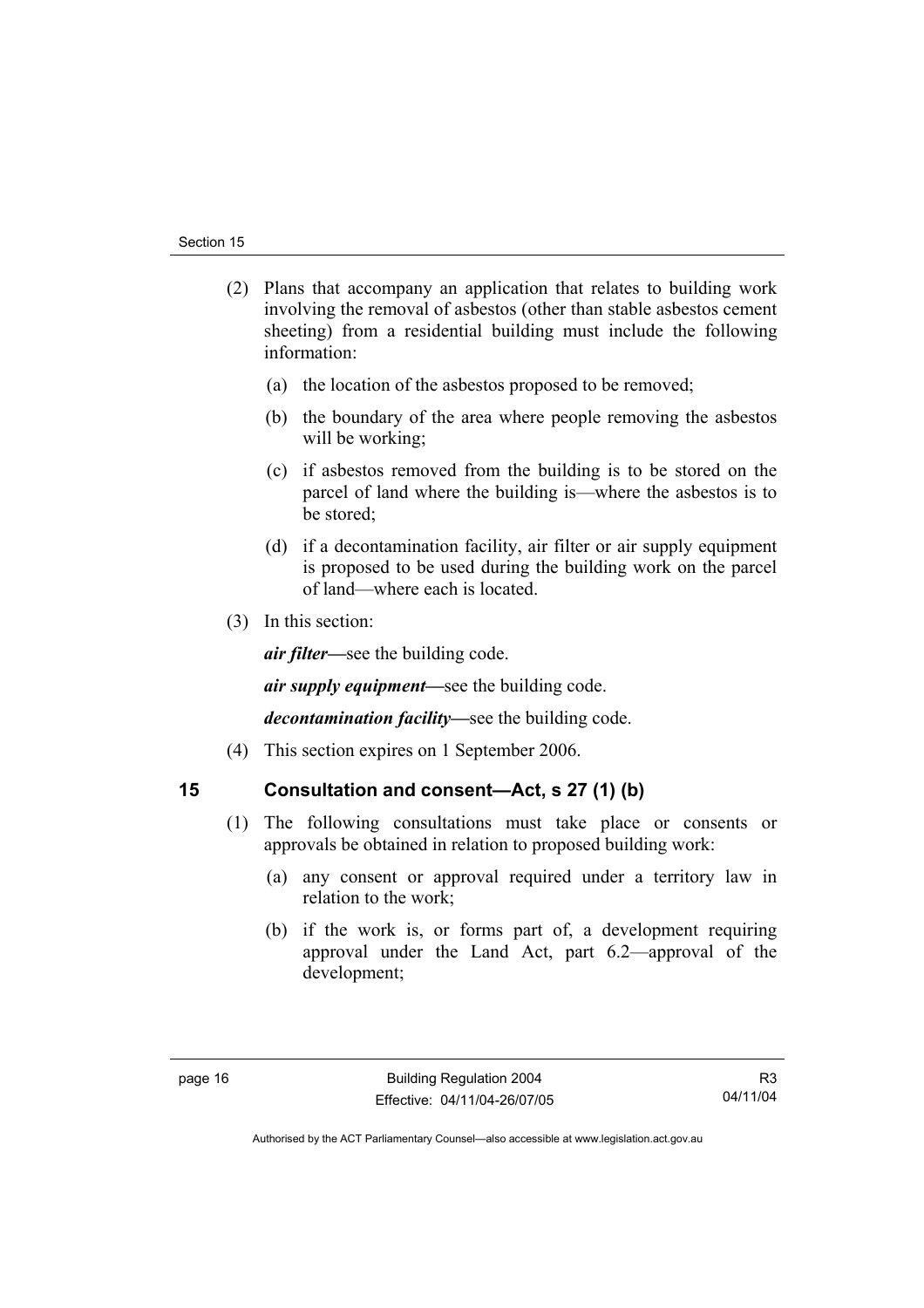(2) Plans that accompany an application that relates to building work involving the removal of asbestos (other than stable asbestos cement sheeting) from a residential building must include the following information:

(a) the location of the asbestos proposed to be removed;

(b) the boundary of the area where people removing the asbestos will be working;

(c) if asbestos removed from the building is to be stored on the parcel of land where the building is—where the asbestos is to be stored;

(d) if a decontamination facility, air filter or air supply equipment is proposed to be used during the building work on the parcel of land—where each is located.

(3) In this section:

***air filter***—see the building code.

***air supply equipment***—see the building code.

***decontamination facility***—see the building code.

(4) This section expires on 1 September 2006.

## 15 Consultation and consent—Act, s 27 (1) (b)

(1) The following consultations must take place or consents or approvals be obtained in relation to proposed building work:

(a) any consent or approval required under a territory law in relation to the work;

(b) if the work is, or forms part of, a development requiring approval under the Land Act, part 6.2—approval of the development;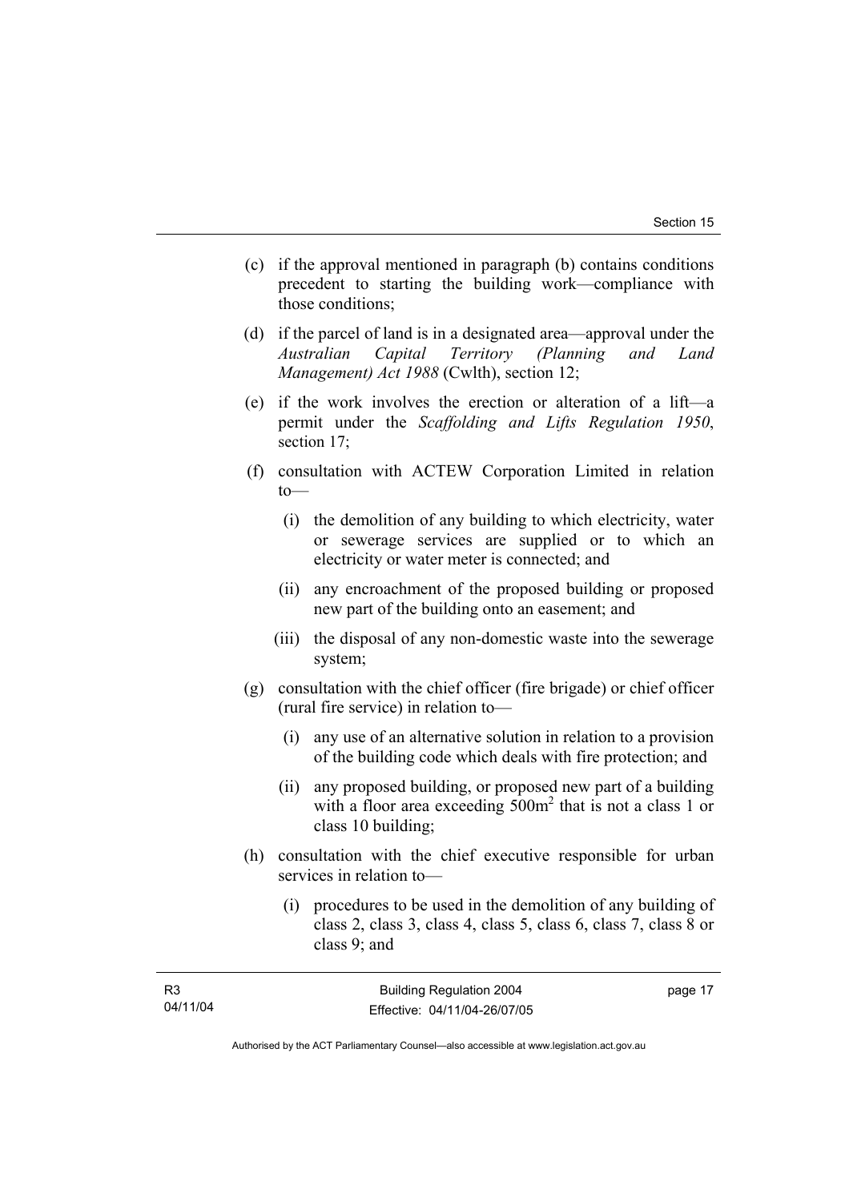(c) if the approval mentioned in paragraph (b) contains conditions precedent to starting the building work—compliance with those conditions;

(d) if the parcel of land is in a designated area—approval under the *Australian Capital Territory (Planning and Land Management) Act 1988* (Cwlth), section 12;

(e) if the work involves the erection or alteration of a lift—a permit under the *Scaffolding and Lifts Regulation 1950*, section 17;

(f) consultation with ACTEW Corporation Limited in relation to—

  (i) the demolition of any building to which electricity, water or sewerage services are supplied or to which an electricity or water meter is connected; and

  (ii) any encroachment of the proposed building or proposed new part of the building onto an easement; and

  (iii) the disposal of any non-domestic waste into the sewerage system;

(g) consultation with the chief officer (fire brigade) or chief officer (rural fire service) in relation to—

  (i) any use of an alternative solution in relation to a provision of the building code which deals with fire protection; and

  (ii) any proposed building, or proposed new part of a building with a floor area exceeding $500m^2$ that is not a class 1 or class 10 building;

(h) consultation with the chief executive responsible for urban services in relation to—

  (i) procedures to be used in the demolition of any building of class 2, class 3, class 4, class 5, class 6, class 7, class 8 or class 9; and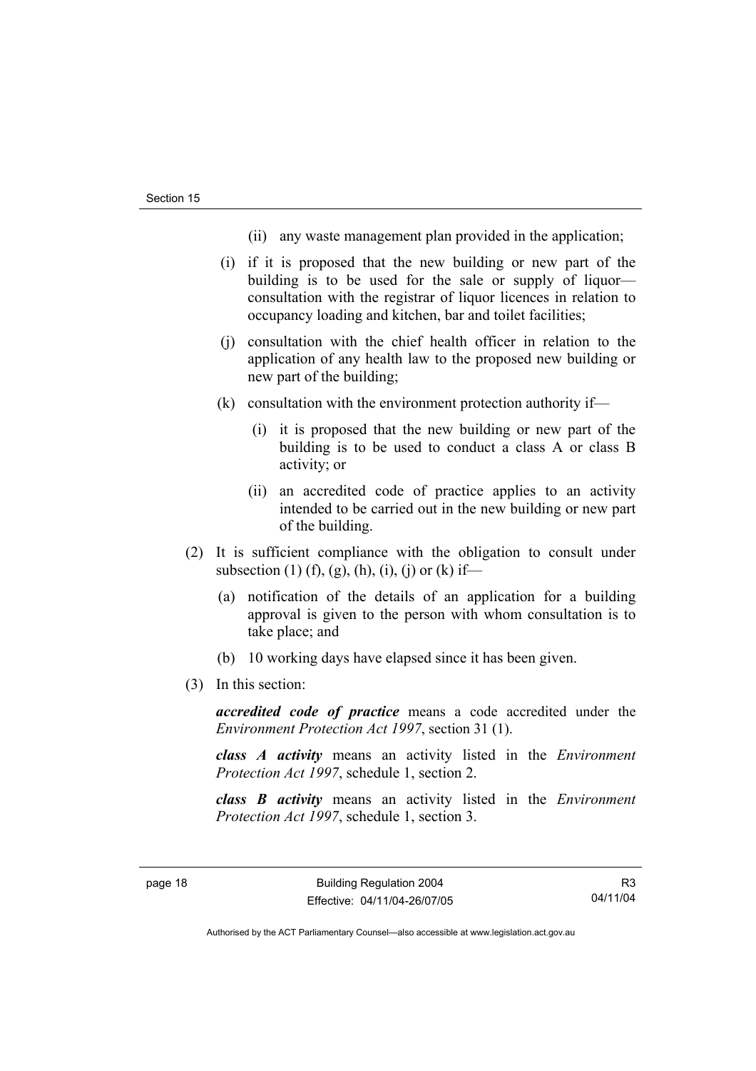(ii) any waste management plan provided in the application;

(i) if it is proposed that the new building or new part of the building is to be used for the sale or supply of liquor—consultation with the registrar of liquor licences in relation to occupancy loading and kitchen, bar and toilet facilities;

(j) consultation with the chief health officer in relation to the application of any health law to the proposed new building or new part of the building;

(k) consultation with the environment protection authority if—

(i) it is proposed that the new building or new part of the building is to be used to conduct a class A or class B activity; or

(ii) an accredited code of practice applies to an activity intended to be carried out in the new building or new part of the building.

(2) It is sufficient compliance with the obligation to consult under subsection (1) (f), (g), (h), (i), (j) or (k) if—

(a) notification of the details of an application for a building approval is given to the person with whom consultation is to take place; and

(b) 10 working days have elapsed since it has been given.

(3) In this section:

***accredited code of practice*** means a code accredited under the *Environment Protection Act 1997*, section 31 (1).

***class A activity*** means an activity listed in the *Environment Protection Act 1997*, schedule 1, section 2.

***class B activity*** means an activity listed in the *Environment Protection Act 1997*, schedule 1, section 3.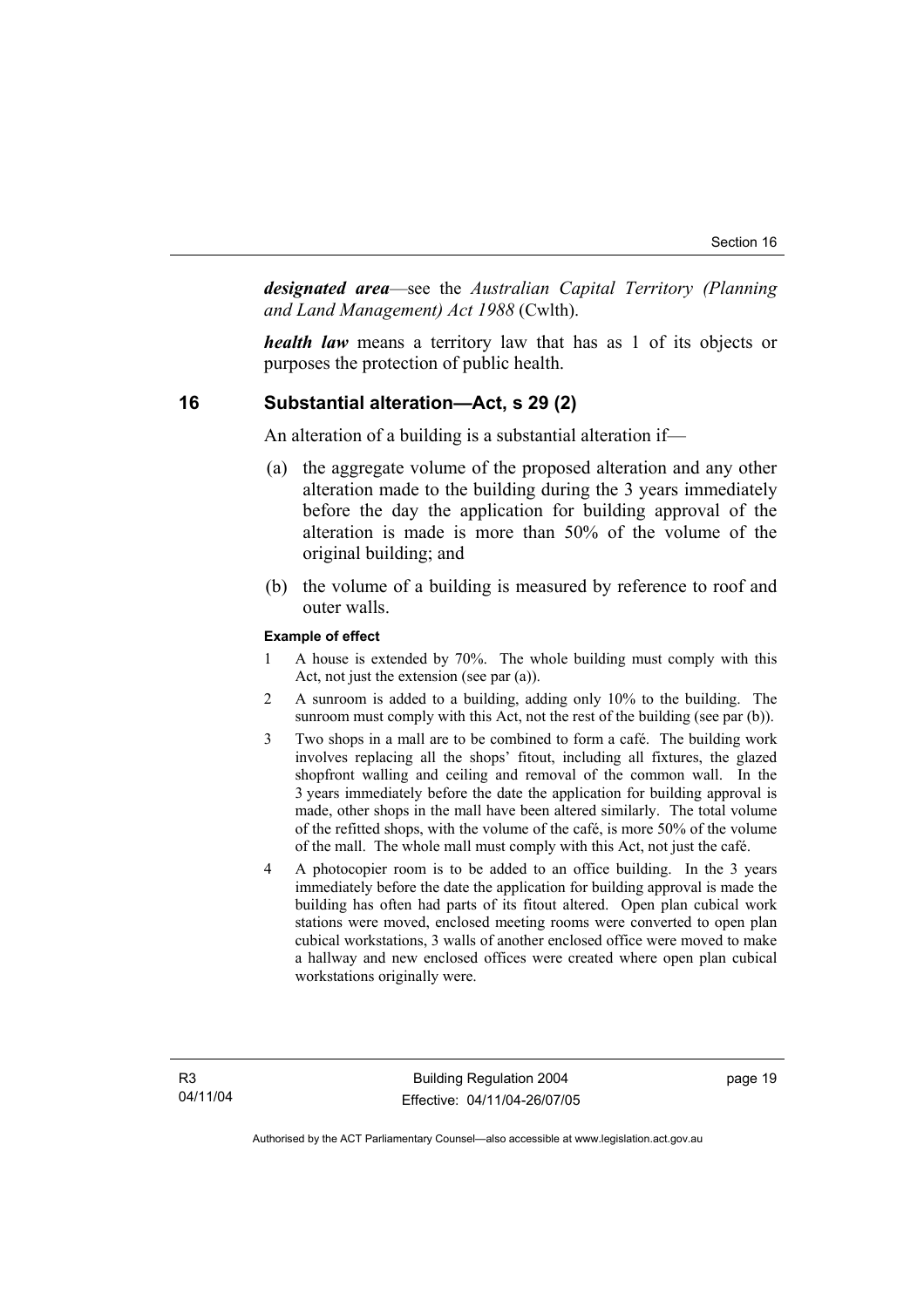***designated area***—see the *Australian Capital Territory (Planning and Land Management) Act 1988* (Cwlth).

***health law*** means a territory law that has as 1 of its objects or purposes the protection of public health.

## 16 Substantial alteration—Act, s 29 (2)

An alteration of a building is a substantial alteration if—

(a) the aggregate volume of the proposed alteration and any other alteration made to the building during the 3 years immediately before the day the application for building approval of the alteration is made is more than 50% of the volume of the original building; and

(b) the volume of a building is measured by reference to roof and outer walls.

**Example of effect**

1 A house is extended by 70%. The whole building must comply with this Act, not just the extension (see par (a)).

2 A sunroom is added to a building, adding only 10% to the building. The sunroom must comply with this Act, not the rest of the building (see par (b)).

3 Two shops in a mall are to be combined to form a café. The building work involves replacing all the shops' fitout, including all fixtures, the glazed shopfront walling and ceiling and removal of the common wall. In the 3 years immediately before the date the application for building approval is made, other shops in the mall have been altered similarly. The total volume of the refitted shops, with the volume of the café, is more 50% of the volume of the mall. The whole mall must comply with this Act, not just the café.

4 A photocopier room is to be added to an office building. In the 3 years immediately before the date the application for building approval is made the building has often had parts of its fitout altered. Open plan cubical work stations were moved, enclosed meeting rooms were converted to open plan cubical workstations, 3 walls of another enclosed office were moved to make a hallway and new enclosed offices were created where open plan cubical workstations originally were.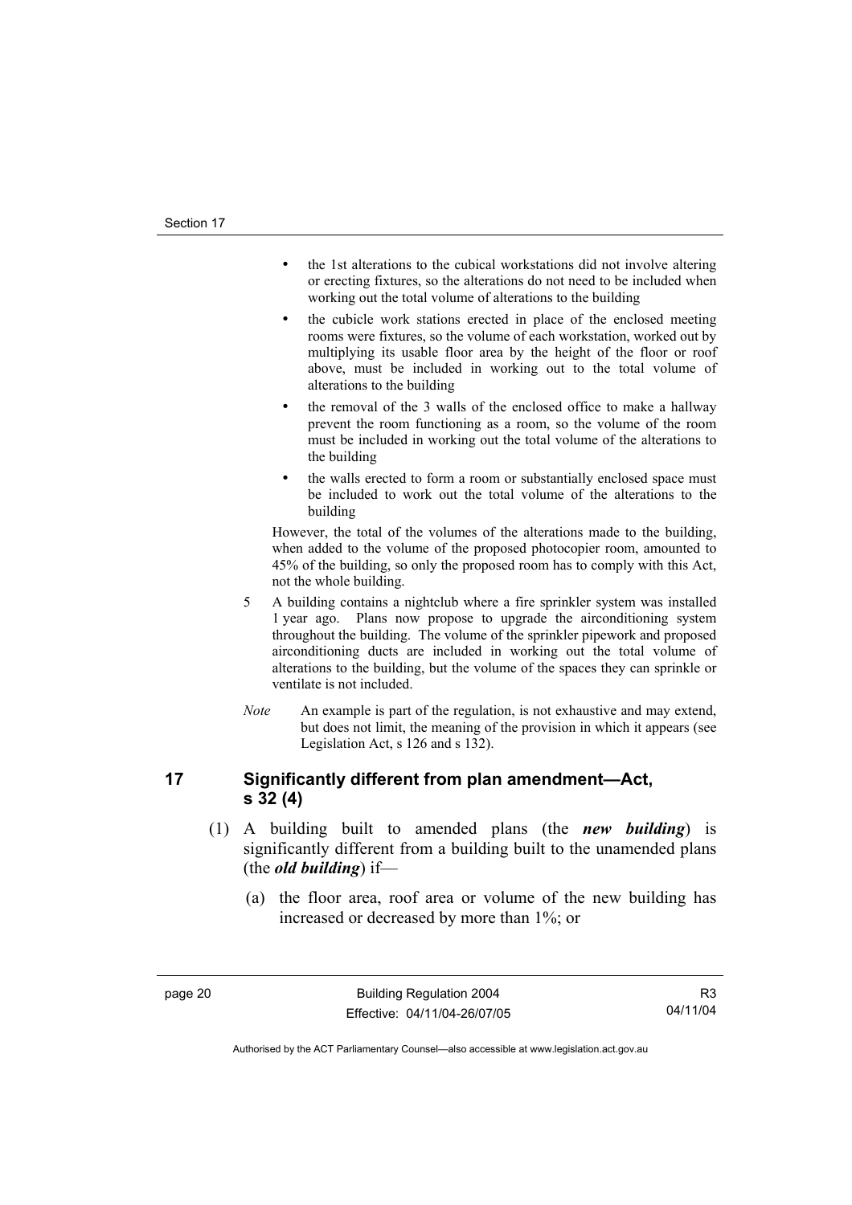- the 1st alterations to the cubical workstations did not involve altering or erecting fixtures, so the alterations do not need to be included when working out the total volume of alterations to the building
- the cubicle work stations erected in place of the enclosed meeting rooms were fixtures, so the volume of each workstation, worked out by multiplying its usable floor area by the height of the floor or roof above, must be included in working out to the total volume of alterations to the building
- the removal of the 3 walls of the enclosed office to make a hallway prevent the room functioning as a room, so the volume of the room must be included in working out the total volume of the alterations to the building
- the walls erected to form a room or substantially enclosed space must be included to work out the total volume of the alterations to the building

However, the total of the volumes of the alterations made to the building, when added to the volume of the proposed photocopier room, amounted to 45% of the building, so only the proposed room has to comply with this Act, not the whole building.

5 A building contains a nightclub where a fire sprinkler system was installed 1 year ago. Plans now propose to upgrade the airconditioning system throughout the building. The volume of the sprinkler pipework and proposed airconditioning ducts are included in working out the total volume of alterations to the building, but the volume of the spaces they can sprinkle or ventilate is not included.

*Note* An example is part of the regulation, is not exhaustive and may extend, but does not limit, the meaning of the provision in which it appears (see Legislation Act, s 126 and s 132).

## 17 Significantly different from plan amendment—Act, s 32 (4)

(1) A building built to amended plans (the ***new building***) is significantly different from a building built to the unamended plans (the ***old building***) if—

(a) the floor area, roof area or volume of the new building has increased or decreased by more than 1%; or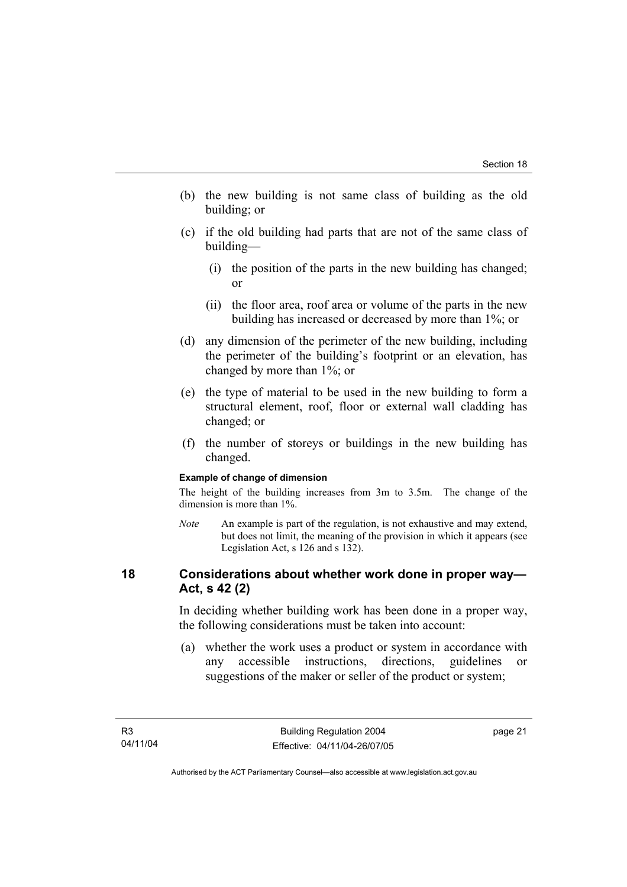(b) the new building is not same class of building as the old building; or

(c) if the old building had parts that are not of the same class of building—

  (i) the position of the parts in the new building has changed; or

  (ii) the floor area, roof area or volume of the parts in the new building has increased or decreased by more than 1%; or

(d) any dimension of the perimeter of the new building, including the perimeter of the building's footprint or an elevation, has changed by more than 1%; or

(e) the type of material to be used in the new building to form a structural element, roof, floor or external wall cladding has changed; or

(f) the number of storeys or buildings in the new building has changed.

**Example of change of dimension**

The height of the building increases from 3m to 3.5m. The change of the dimension is more than 1%.

*Note* An example is part of the regulation, is not exhaustive and may extend, but does not limit, the meaning of the provision in which it appears (see Legislation Act, s 126 and s 132).

## 18 Considerations about whether work done in proper way—Act, s 42 (2)

In deciding whether building work has been done in a proper way, the following considerations must be taken into account:

(a) whether the work uses a product or system in accordance with any accessible instructions, directions, guidelines or suggestions of the maker or seller of the product or system;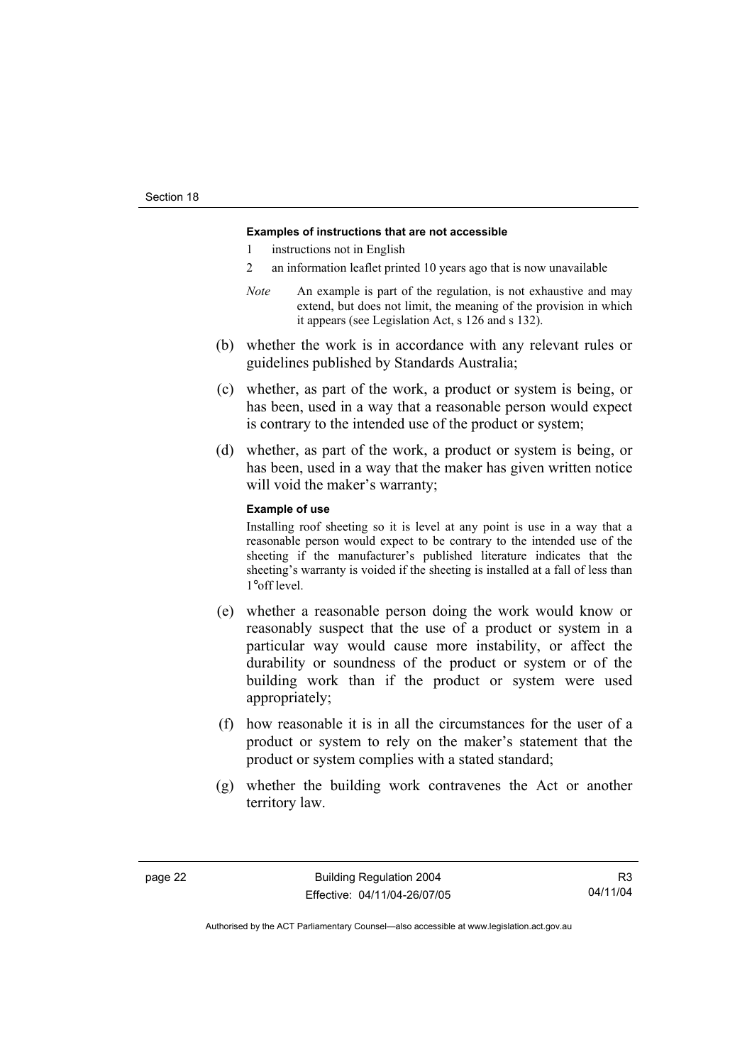**Examples of instructions that are not accessible**

1 instructions not in English

2 an information leaflet printed 10 years ago that is now unavailable

*Note* An example is part of the regulation, is not exhaustive and may extend, but does not limit, the meaning of the provision in which it appears (see Legislation Act, s 126 and s 132).

(b) whether the work is in accordance with any relevant rules or guidelines published by Standards Australia;

(c) whether, as part of the work, a product or system is being, or has been, used in a way that a reasonable person would expect is contrary to the intended use of the product or system;

(d) whether, as part of the work, a product or system is being, or has been, used in a way that the maker has given written notice will void the maker's warranty;

**Example of use**

Installing roof sheeting so it is level at any point is use in a way that a reasonable person would expect to be contrary to the intended use of the sheeting if the manufacturer's published literature indicates that the sheeting's warranty is voided if the sheeting is installed at a fall of less than 1°off level.

(e) whether a reasonable person doing the work would know or reasonably suspect that the use of a product or system in a particular way would cause more instability, or affect the durability or soundness of the product or system or of the building work than if the product or system were used appropriately;

(f) how reasonable it is in all the circumstances for the user of a product or system to rely on the maker's statement that the product or system complies with a stated standard;

(g) whether the building work contravenes the Act or another territory law.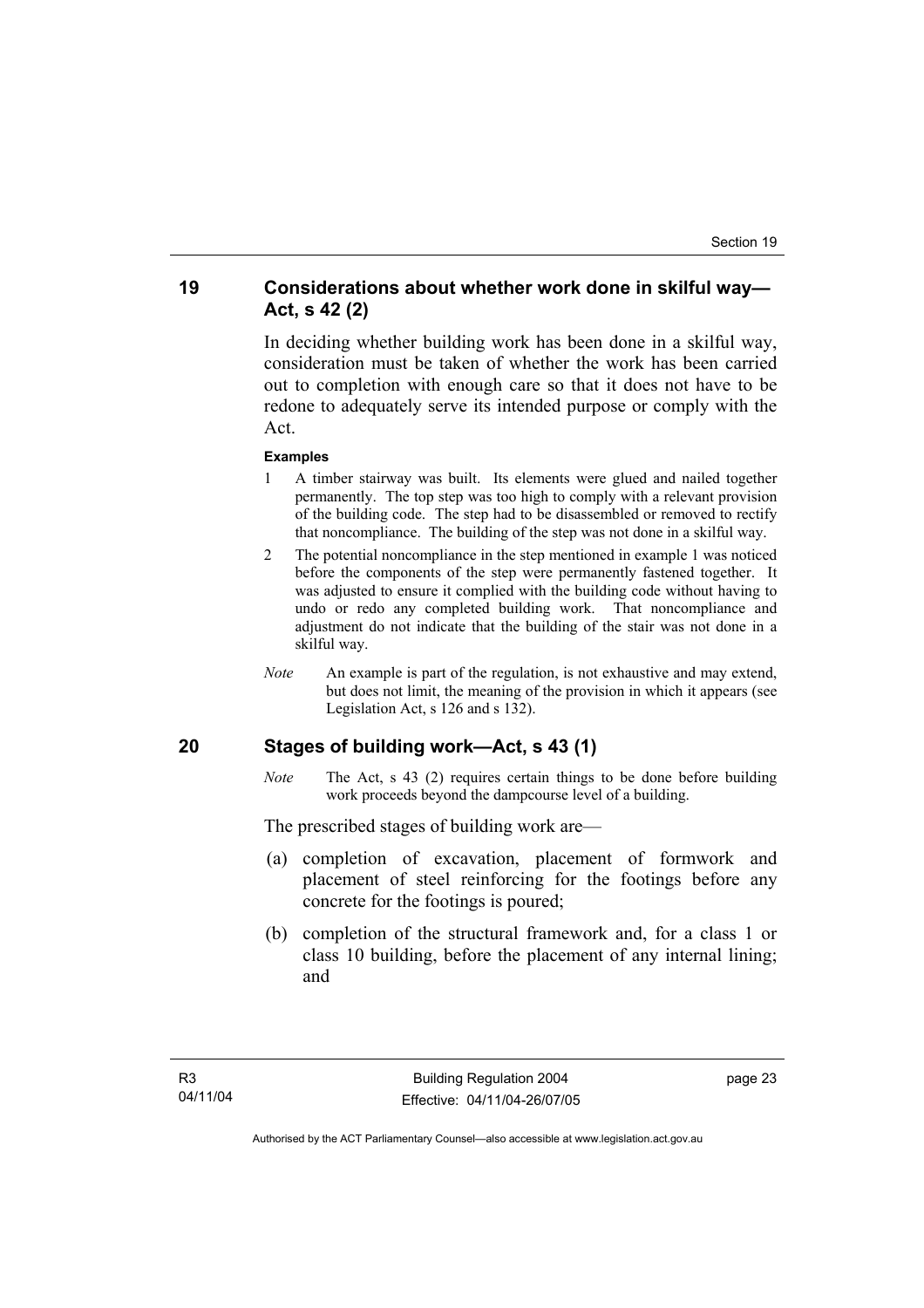## 19 Considerations about whether work done in skilful way—Act, s 42 (2)

In deciding whether building work has been done in a skilful way, consideration must be taken of whether the work has been carried out to completion with enough care so that it does not have to be redone to adequately serve its intended purpose or comply with the Act.

**Examples**

1 A timber stairway was built. Its elements were glued and nailed together permanently. The top step was too high to comply with a relevant provision of the building code. The step had to be disassembled or removed to rectify that noncompliance. The building of the step was not done in a skilful way.

2 The potential noncompliance in the step mentioned in example 1 was noticed before the components of the step were permanently fastened together. It was adjusted to ensure it complied with the building code without having to undo or redo any completed building work. That noncompliance and adjustment do not indicate that the building of the stair was not done in a skilful way.

*Note* An example is part of the regulation, is not exhaustive and may extend, but does not limit, the meaning of the provision in which it appears (see Legislation Act, s 126 and s 132).

## 20 Stages of building work—Act, s 43 (1)

*Note* The Act, s 43 (2) requires certain things to be done before building work proceeds beyond the dampcourse level of a building.

The prescribed stages of building work are—

(a) completion of excavation, placement of formwork and placement of steel reinforcing for the footings before any concrete for the footings is poured;

(b) completion of the structural framework and, for a class 1 or class 10 building, before the placement of any internal lining; and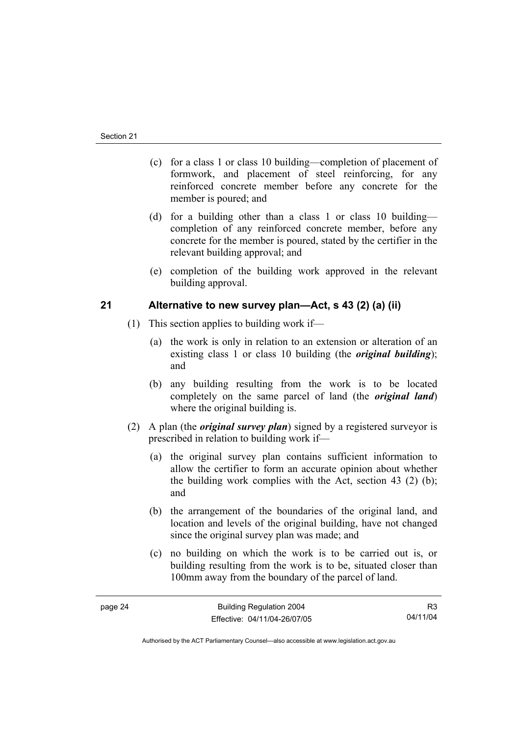(c) for a class 1 or class 10 building—completion of placement of formwork, and placement of steel reinforcing, for any reinforced concrete member before any concrete for the member is poured; and

(d) for a building other than a class 1 or class 10 building—completion of any reinforced concrete member, before any concrete for the member is poured, stated by the certifier in the relevant building approval; and

(e) completion of the building work approved in the relevant building approval.

## 21 Alternative to new survey plan—Act, s 43 (2) (a) (ii)

(1) This section applies to building work if—

(a) the work is only in relation to an extension or alteration of an existing class 1 or class 10 building (the ***original building***); and

(b) any building resulting from the work is to be located completely on the same parcel of land (the ***original land***) where the original building is.

(2) A plan (the ***original survey plan***) signed by a registered surveyor is prescribed in relation to building work if—

(a) the original survey plan contains sufficient information to allow the certifier to form an accurate opinion about whether the building work complies with the Act, section 43 (2) (b); and

(b) the arrangement of the boundaries of the original land, and location and levels of the original building, have not changed since the original survey plan was made; and

(c) no building on which the work is to be carried out is, or building resulting from the work is to be, situated closer than 100mm away from the boundary of the parcel of land.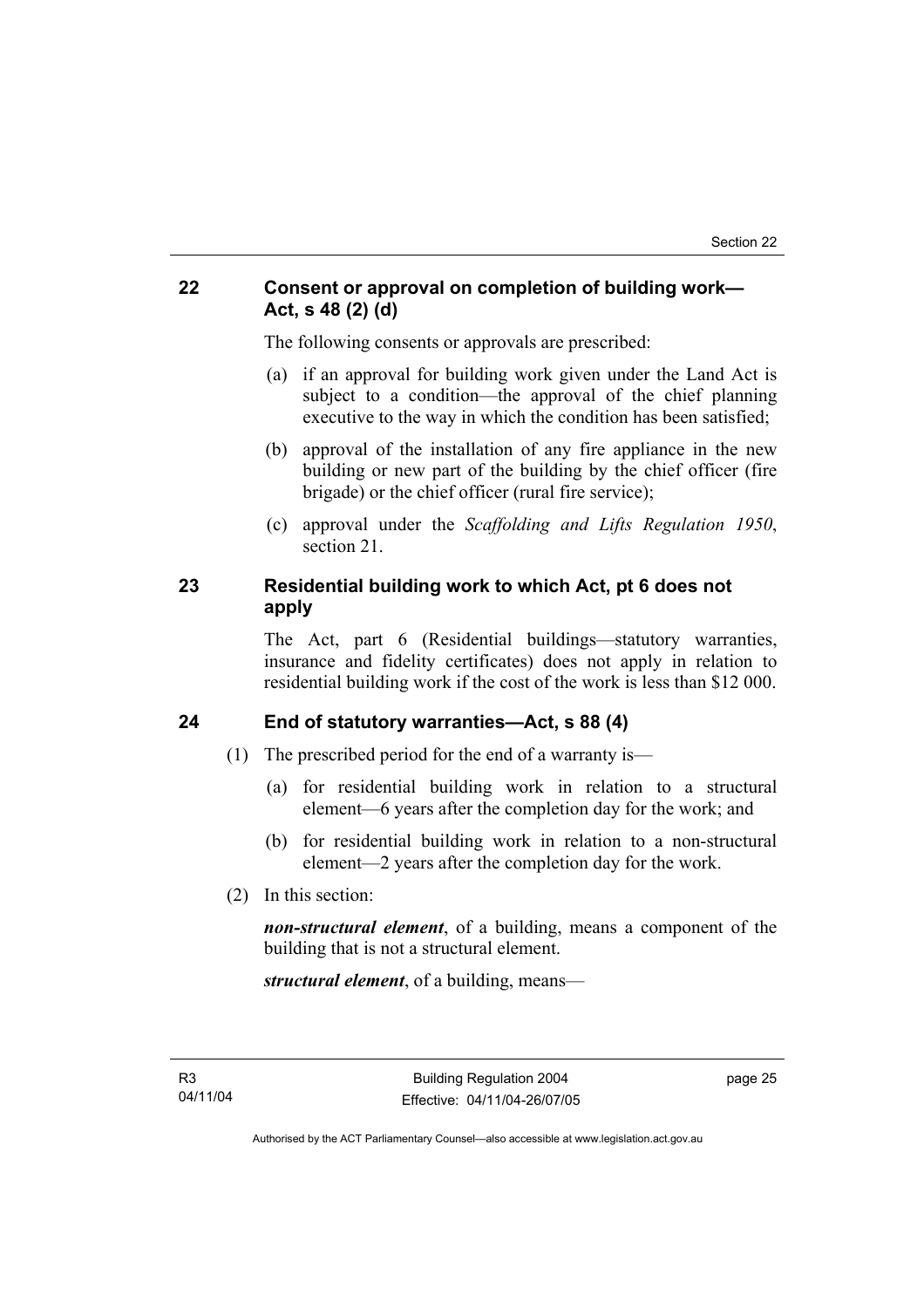## 22 Consent or approval on completion of building work—Act, s 48 (2) (d)

The following consents or approvals are prescribed:

(a) if an approval for building work given under the Land Act is subject to a condition—the approval of the chief planning executive to the way in which the condition has been satisfied;

(b) approval of the installation of any fire appliance in the new building or new part of the building by the chief officer (fire brigade) or the chief officer (rural fire service);

(c) approval under the *Scaffolding and Lifts Regulation 1950*, section 21.

## 23 Residential building work to which Act, pt 6 does not apply

The Act, part 6 (Residential buildings—statutory warranties, insurance and fidelity certificates) does not apply in relation to residential building work if the cost of the work is less than $12 000.

## 24 End of statutory warranties—Act, s 88 (4)

(1) The prescribed period for the end of a warranty is—

(a) for residential building work in relation to a structural element—6 years after the completion day for the work; and

(b) for residential building work in relation to a non-structural element—2 years after the completion day for the work.

(2) In this section:

***non-structural element***, of a building, means a component of the building that is not a structural element.

***structural element***, of a building, means—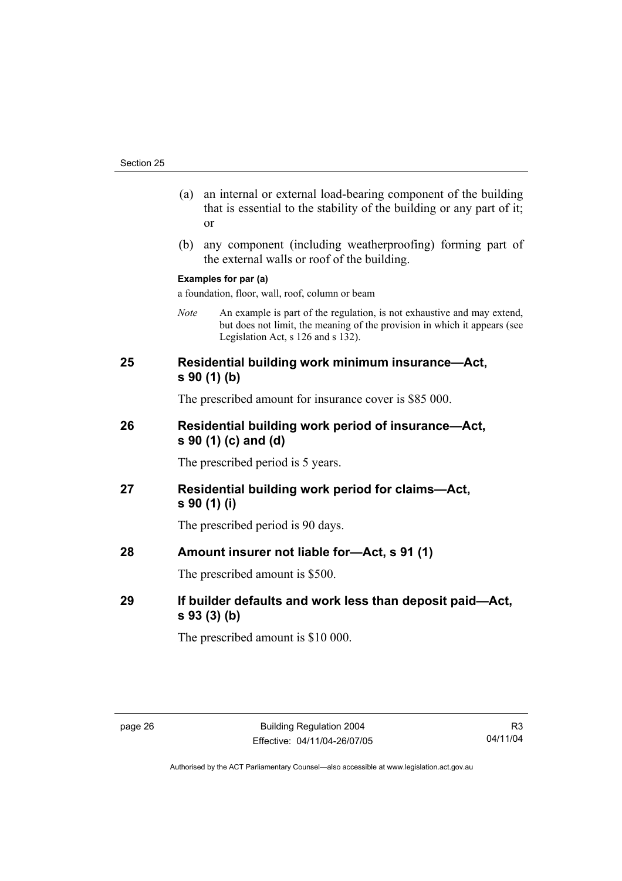(a) an internal or external load-bearing component of the building that is essential to the stability of the building or any part of it; or

(b) any component (including weatherproofing) forming part of the external walls or roof of the building.

**Examples for par (a)**

a foundation, floor, wall, roof, column or beam

*Note* An example is part of the regulation, is not exhaustive and may extend, but does not limit, the meaning of the provision in which it appears (see Legislation Act, s 126 and s 132).

## 25 Residential building work minimum insurance—Act, s 90 (1) (b)

The prescribed amount for insurance cover is $85 000.

## 26 Residential building work period of insurance—Act, s 90 (1) (c) and (d)

The prescribed period is 5 years.

## 27 Residential building work period for claims—Act, s 90 (1) (i)

The prescribed period is 90 days.

## 28 Amount insurer not liable for—Act, s 91 (1)

The prescribed amount is $500.

## 29 If builder defaults and work less than deposit paid—Act, s 93 (3) (b)

The prescribed amount is $10 000.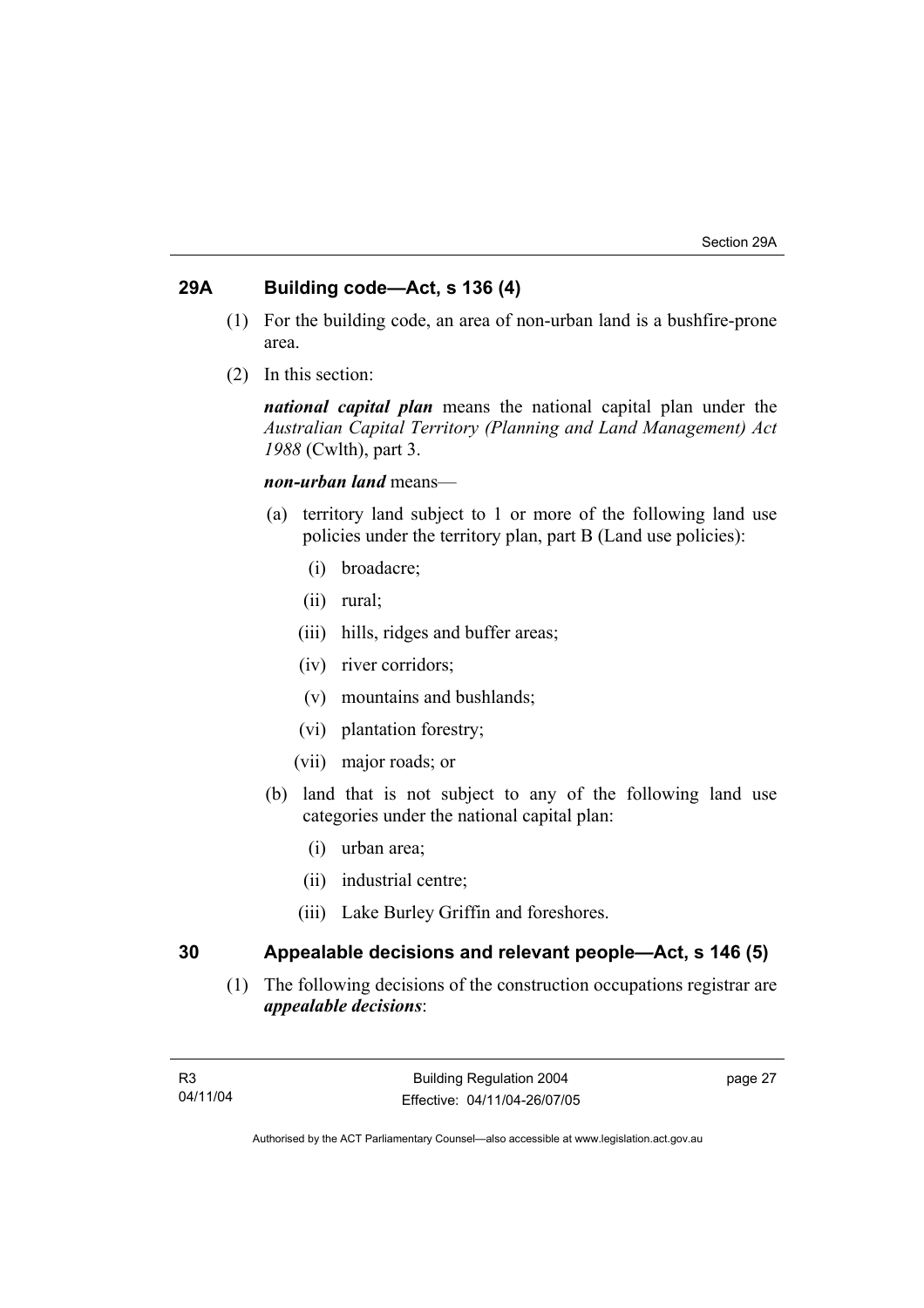## 29A Building code—Act, s 136 (4)

(1) For the building code, an area of non-urban land is a bushfire-prone area.

(2) In this section:

***national capital plan*** means the national capital plan under the *Australian Capital Territory (Planning and Land Management) Act 1988* (Cwlth), part 3.

***non-urban land*** means—

(a) territory land subject to 1 or more of the following land use policies under the territory plan, part B (Land use policies):

   (i) broadacre;

   (ii) rural;

   (iii) hills, ridges and buffer areas;

   (iv) river corridors;

   (v) mountains and bushlands;

   (vi) plantation forestry;

   (vii) major roads; or

(b) land that is not subject to any of the following land use categories under the national capital plan:

   (i) urban area;

   (ii) industrial centre;

   (iii) Lake Burley Griffin and foreshores.

## 30 Appealable decisions and relevant people—Act, s 146 (5)

(1) The following decisions of the construction occupations registrar are ***appealable decisions***: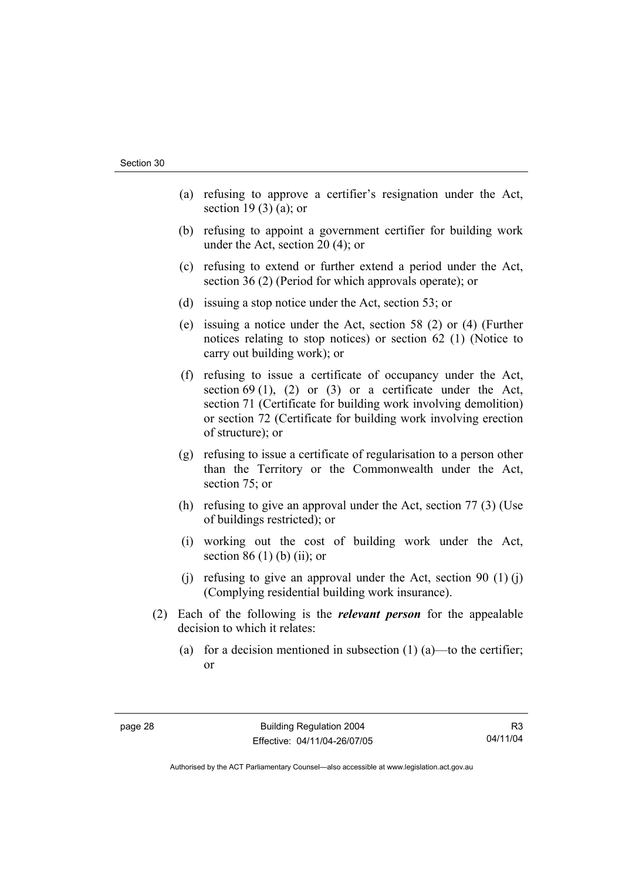(a) refusing to approve a certifier's resignation under the Act, section 19 (3) (a); or

(b) refusing to appoint a government certifier for building work under the Act, section 20 (4); or

(c) refusing to extend or further extend a period under the Act, section 36 (2) (Period for which approvals operate); or

(d) issuing a stop notice under the Act, section 53; or

(e) issuing a notice under the Act, section 58 (2) or (4) (Further notices relating to stop notices) or section 62 (1) (Notice to carry out building work); or

(f) refusing to issue a certificate of occupancy under the Act, section 69 (1), (2) or (3) or a certificate under the Act, section 71 (Certificate for building work involving demolition) or section 72 (Certificate for building work involving erection of structure); or

(g) refusing to issue a certificate of regularisation to a person other than the Territory or the Commonwealth under the Act, section 75; or

(h) refusing to give an approval under the Act, section 77 (3) (Use of buildings restricted); or

(i) working out the cost of building work under the Act, section 86 (1) (b) (ii); or

(j) refusing to give an approval under the Act, section 90 (1) (j) (Complying residential building work insurance).

(2) Each of the following is the ***relevant person*** for the appealable decision to which it relates:

(a) for a decision mentioned in subsection (1) (a)—to the certifier; or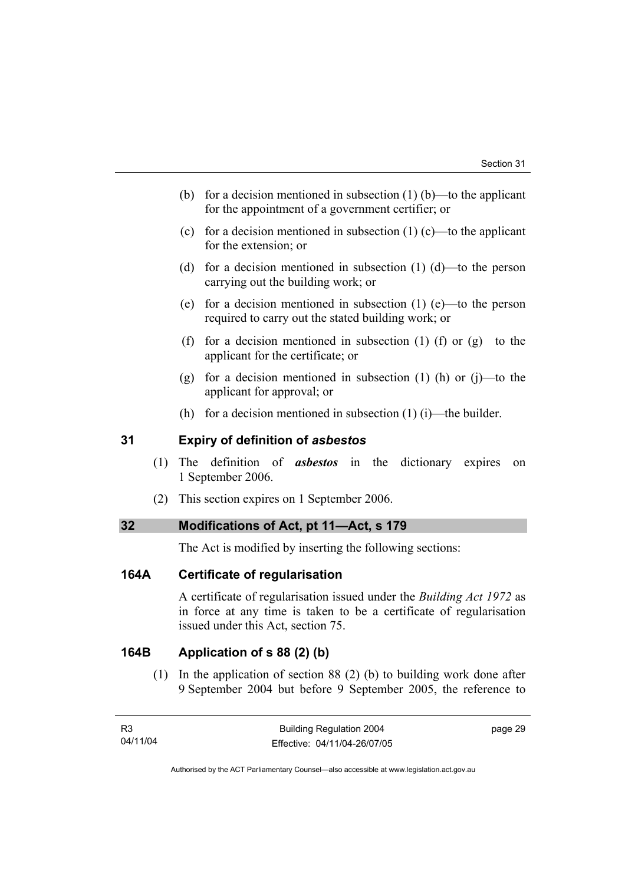(b) for a decision mentioned in subsection (1) (b)—to the applicant for the appointment of a government certifier; or

(c) for a decision mentioned in subsection (1) (c)—to the applicant for the extension; or

(d) for a decision mentioned in subsection (1) (d)—to the person carrying out the building work; or

(e) for a decision mentioned in subsection (1) (e)—to the person required to carry out the stated building work; or

(f) for a decision mentioned in subsection (1) (f) or (g) to the applicant for the certificate; or

(g) for a decision mentioned in subsection (1) (h) or (j)—to the applicant for approval; or

(h) for a decision mentioned in subsection (1) (i)—the builder.

## 31 Expiry of definition of *asbestos*

(1) The definition of ***asbestos*** in the dictionary expires on 1 September 2006.

(2) This section expires on 1 September 2006.

## 32 Modifications of Act, pt 11—Act, s 179

The Act is modified by inserting the following sections:

## 164A Certificate of regularisation

A certificate of regularisation issued under the *Building Act 1972* as in force at any time is taken to be a certificate of regularisation issued under this Act, section 75.

## 164B Application of s 88 (2) (b)

(1) In the application of section 88 (2) (b) to building work done after 9 September 2004 but before 9 September 2005, the reference to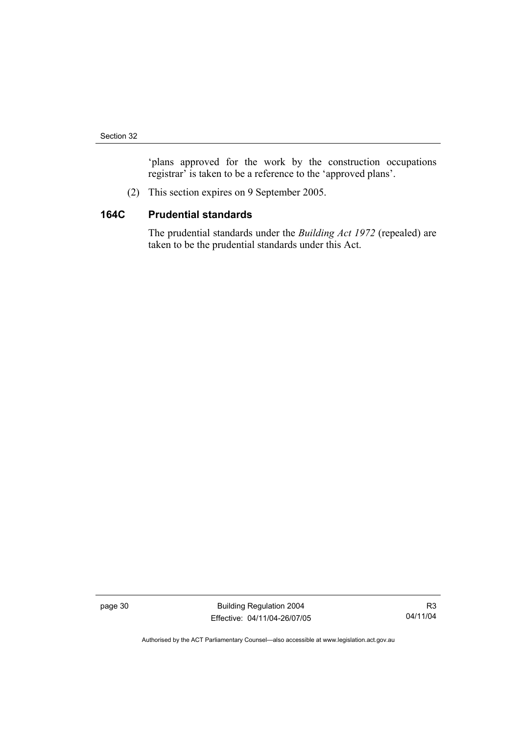'plans approved for the work by the construction occupations registrar' is taken to be a reference to the 'approved plans'.

(2) This section expires on 9 September 2005.

## 164C Prudential standards

The prudential standards under the *Building Act 1972* (repealed) are taken to be the prudential standards under this Act.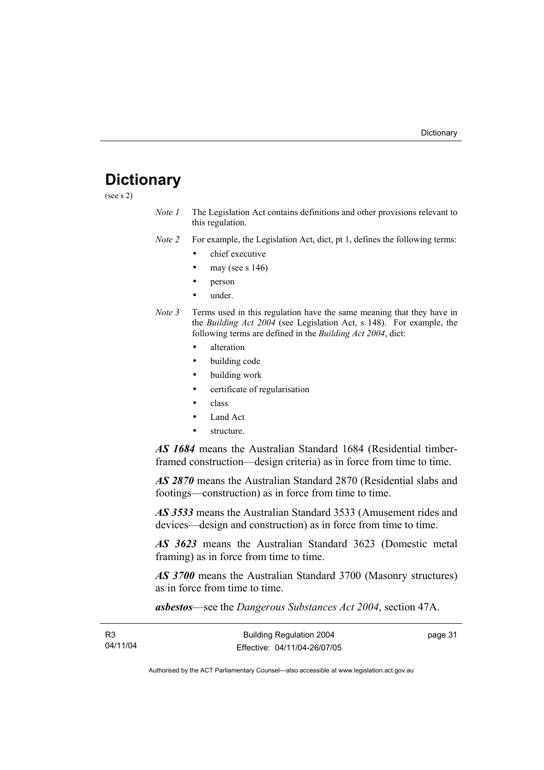# Dictionary

(see s 2)

*Note 1* The Legislation Act contains definitions and other provisions relevant to this regulation.

*Note 2* For example, the Legislation Act, dict, pt 1, defines the following terms:

- chief executive
- may (see s 146)
- person
- under.

*Note 3* Terms used in this regulation have the same meaning that they have in the *Building Act 2004* (see Legislation Act, s 148). For example, the following terms are defined in the *Building Act 2004*, dict:

- alteration
- building code
- building work
- certificate of regularisation
- class
- Land Act
- structure.

***AS 1684*** means the Australian Standard 1684 (Residential timber-framed construction—design criteria) as in force from time to time.

***AS 2870*** means the Australian Standard 2870 (Residential slabs and footings—construction) as in force from time to time.

***AS 3533*** means the Australian Standard 3533 (Amusement rides and devices—design and construction) as in force from time to time.

***AS 3623*** means the Australian Standard 3623 (Domestic metal framing) as in force from time to time.

***AS 3700*** means the Australian Standard 3700 (Masonry structures) as in force from time to time.

***asbestos***—see the *Dangerous Substances Act 2004*, section 47A.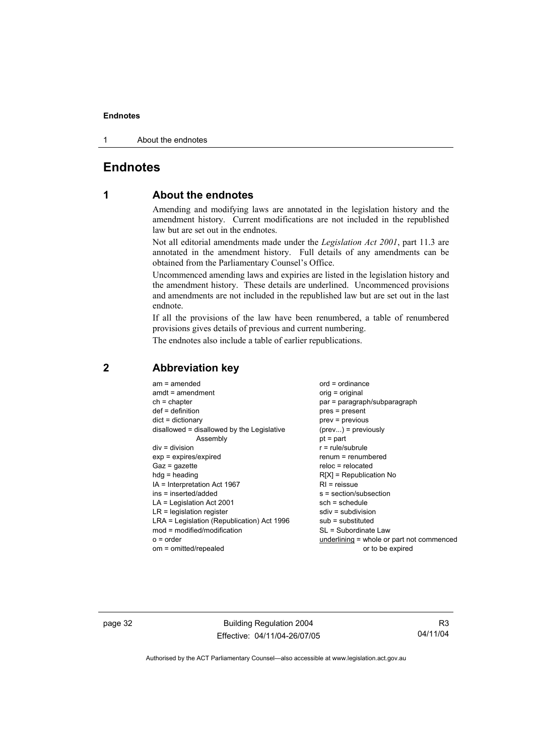# Endnotes

## 1 About the endnotes

Amending and modifying laws are annotated in the legislation history and the amendment history. Current modifications are not included in the republished law but are set out in the endnotes.

Not all editorial amendments made under the *Legislation Act 2001*, part 11.3 are annotated in the amendment history. Full details of any amendments can be obtained from the Parliamentary Counsel's Office.

Uncommenced amending laws and expiries are listed in the legislation history and the amendment history. These details are underlined. Uncommenced provisions and amendments are not included in the republished law but are set out in the last endnote.

If all the provisions of the law have been renumbered, a table of renumbered provisions gives details of previous and current numbering.

The endnotes also include a table of earlier republications.

## 2 Abbreviation key

am = amended
amdt = amendment
ch = chapter
def = definition
dict = dictionary
disallowed = disallowed by the Legislative Assembly
div = division
exp = expires/expired
Gaz = gazette
hdg = heading
IA = Interpretation Act 1967
ins = inserted/added
LA = Legislation Act 2001
LR = legislation register
LRA = Legislation (Republication) Act 1996
mod = modified/modification
o = order
om = omitted/repealed
ord = ordinance
orig = original
par = paragraph/subparagraph
pres = present
prev = previous
(prev...) = previously
pt = part
r = rule/subrule
renum = renumbered
reloc = relocated
R[X] = Republication No
RI = reissue
s = section/subsection
sch = schedule
sdiv = subdivision
sub = substituted
SL = Subordinate Law
<u>underlining</u> = whole or part not commenced or to be expired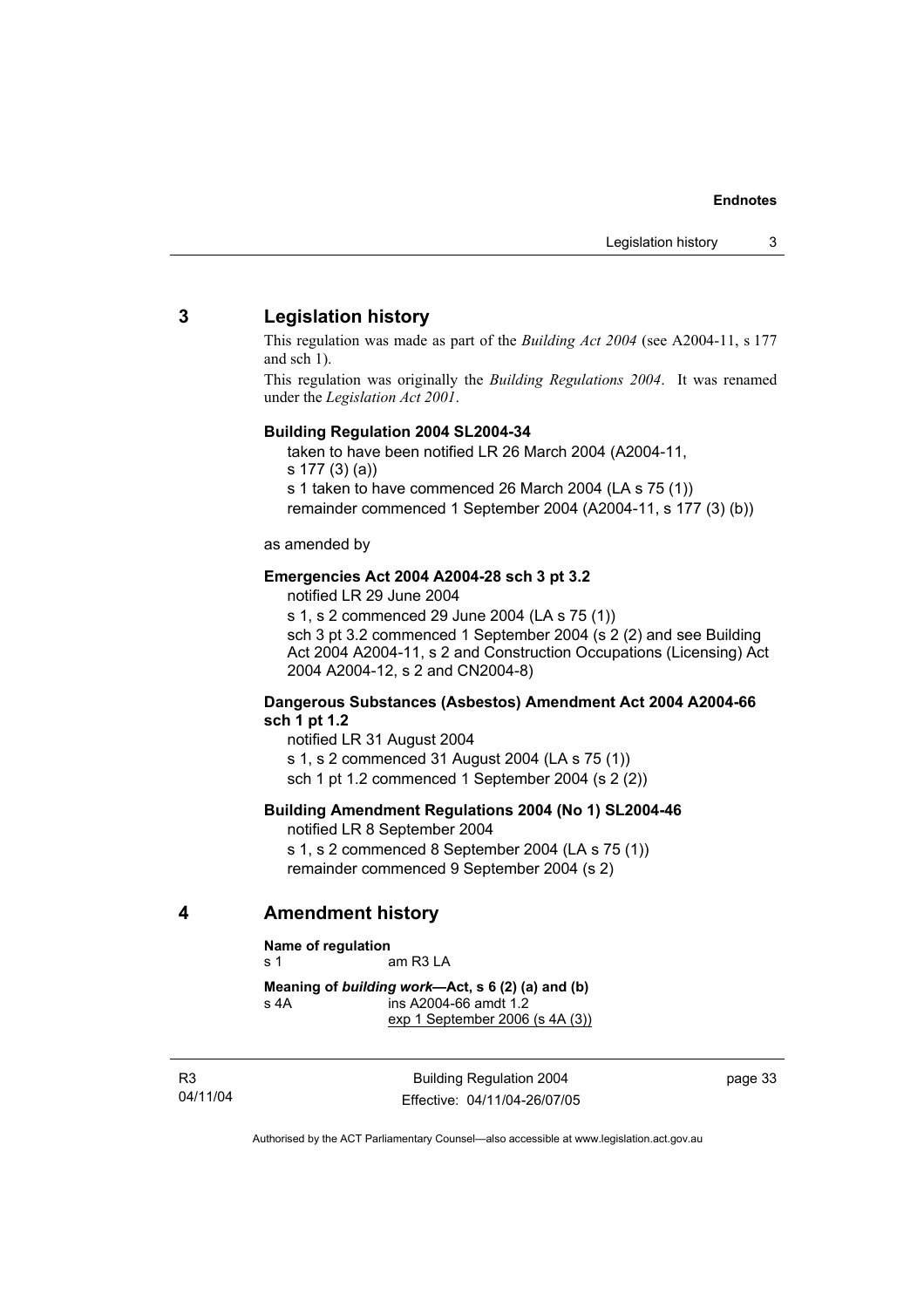## 3 Legislation history

This regulation was made as part of the *Building Act 2004* (see A2004-11, s 177 and sch 1).

This regulation was originally the *Building Regulations 2004*. It was renamed under the *Legislation Act 2001*.

**Building Regulation 2004 SL2004-34**

taken to have been notified LR 26 March 2004 (A2004-11, s 177 (3) (a))
s 1 taken to have commenced 26 March 2004 (LA s 75 (1))
remainder commenced 1 September 2004 (A2004-11, s 177 (3) (b))

as amended by

**Emergencies Act 2004 A2004-28 sch 3 pt 3.2**

notified LR 29 June 2004
s 1, s 2 commenced 29 June 2004 (LA s 75 (1))
sch 3 pt 3.2 commenced 1 September 2004 (s 2 (2) and see Building Act 2004 A2004-11, s 2 and Construction Occupations (Licensing) Act 2004 A2004-12, s 2 and CN2004-8)

**Dangerous Substances (Asbestos) Amendment Act 2004 A2004-66 sch 1 pt 1.2**

notified LR 31 August 2004
s 1, s 2 commenced 31 August 2004 (LA s 75 (1))
sch 1 pt 1.2 commenced 1 September 2004 (s 2 (2))

**Building Amendment Regulations 2004 (No 1) SL2004-46**

notified LR 8 September 2004
s 1, s 2 commenced 8 September 2004 (LA s 75 (1))
remainder commenced 9 September 2004 (s 2)

## 4 Amendment history

**Name of regulation**
s 1 am R3 LA

**Meaning of *building work*—Act, s 6 (2) (a) and (b)**
s 4A ins A2004-66 amdt 1.2
exp 1 September 2006 (s 4A (3))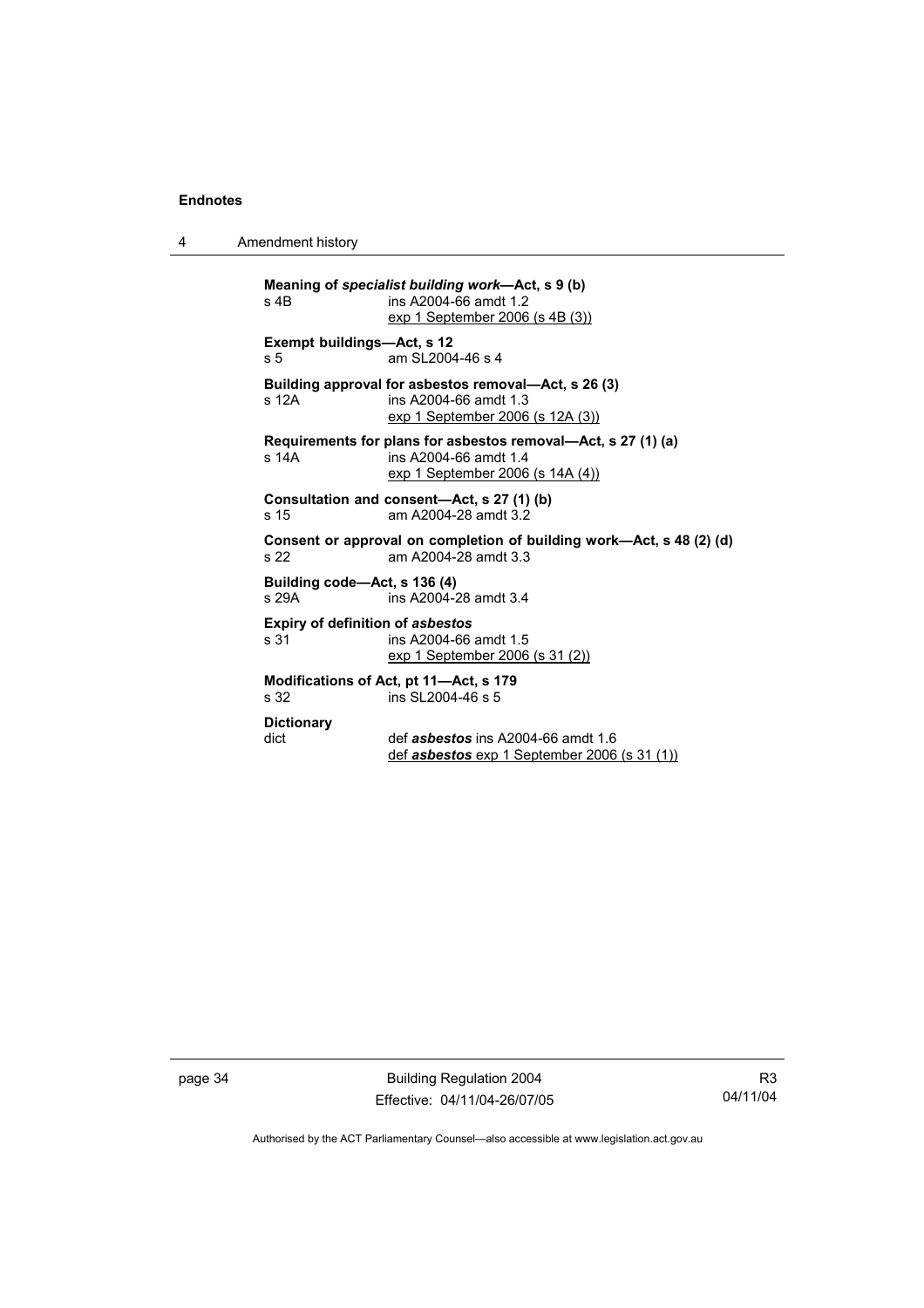**Meaning of *specialist building work*—Act, s 9 (b)**
s 4B ins A2004-66 amdt 1.2
exp 1 September 2006 (s 4B (3))

**Exempt buildings—Act, s 12**
s 5 am SL2004-46 s 4

**Building approval for asbestos removal—Act, s 26 (3)**
s 12A ins A2004-66 amdt 1.3
exp 1 September 2006 (s 12A (3))

**Requirements for plans for asbestos removal—Act, s 27 (1) (a)**
s 14A ins A2004-66 amdt 1.4
exp 1 September 2006 (s 14A (4))

**Consultation and consent—Act, s 27 (1) (b)**
s 15 am A2004-28 amdt 3.2

**Consent or approval on completion of building work—Act, s 48 (2) (d)**
s 22 am A2004-28 amdt 3.3

**Building code—Act, s 136 (4)**
s 29A ins A2004-28 amdt 3.4

**Expiry of definition of *asbestos***
s 31 ins A2004-66 amdt 1.5
exp 1 September 2006 (s 31 (2))

**Modifications of Act, pt 11—Act, s 179**
s 32 ins SL2004-46 s 5

**Dictionary**
dict def ***asbestos*** ins A2004-66 amdt 1.6
def ***asbestos*** exp 1 September 2006 (s 31 (1))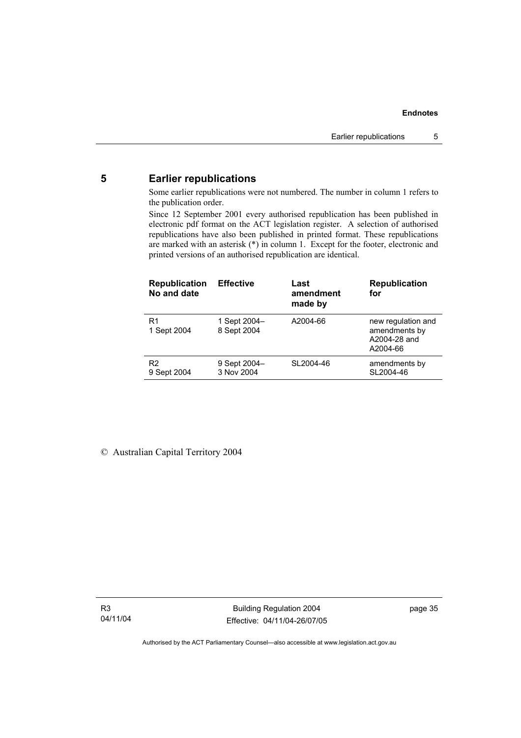## 5 Earlier republications

Some earlier republications were not numbered. The number in column 1 refers to the publication order.

Since 12 September 2001 every authorised republication has been published in electronic pdf format on the ACT legislation register. A selection of authorised republications have also been published in printed format. These republications are marked with an asterisk (*) in column 1. Except for the footer, electronic and printed versions of an authorised republication are identical.

| Republication No and date | Effective | Last amendment made by | Republication for |
|---|---|---|---|
| R1 1 Sept 2004 | 1 Sept 2004– 8 Sept 2004 | A2004-66 | new regulation and amendments by A2004-28 and A2004-66 |
| R2 9 Sept 2004 | 9 Sept 2004– 3 Nov 2004 | SL2004-46 | amendments by SL2004-46 |

© Australian Capital Territory 2004